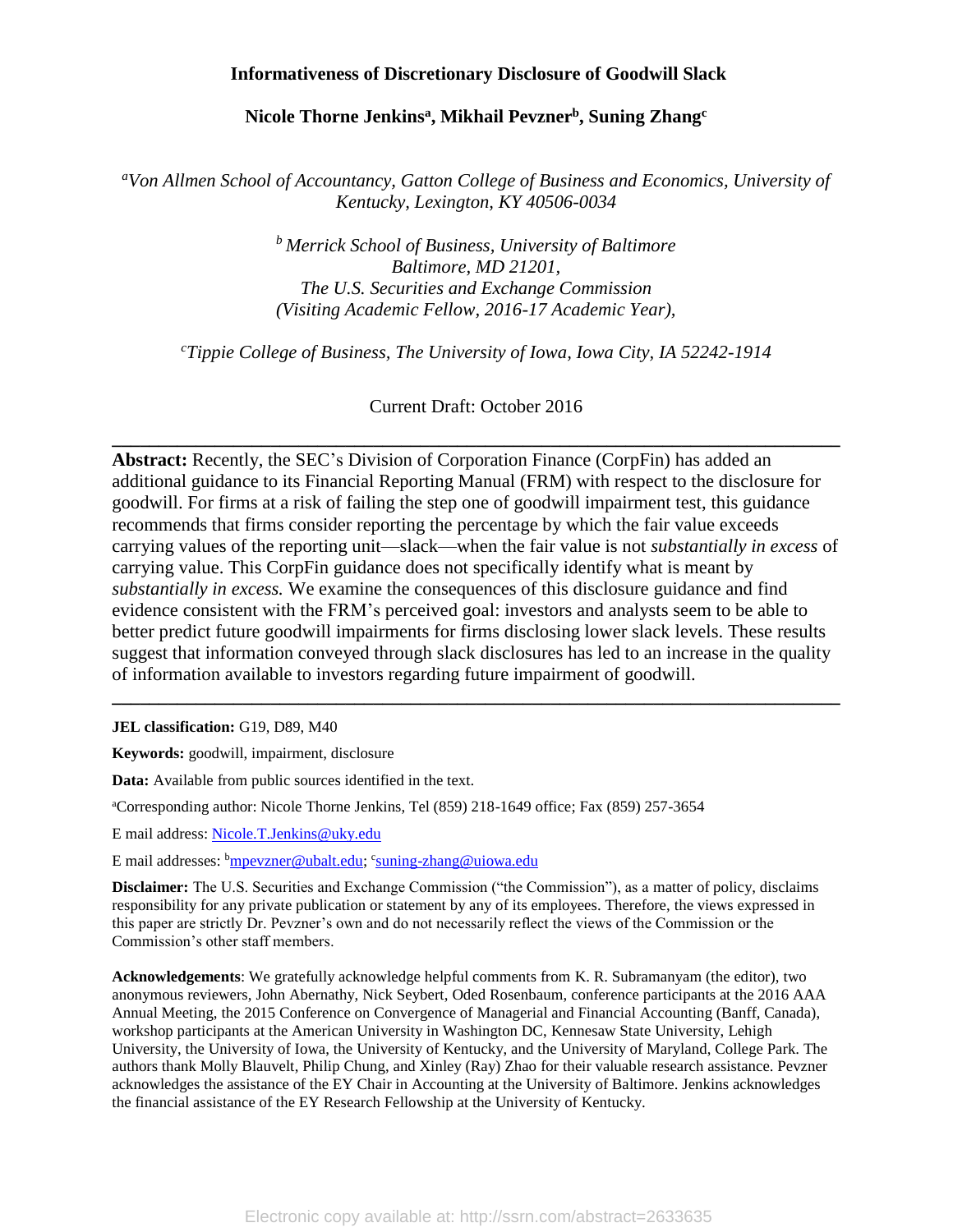# Informativeness of Discretionary Disclosure of Goodwill Slack

**Nicole Thorne Jenkins[a], Mikhail Pevzner[b], Suning Zhang[c]**

*[a]Von Allmen School of Accountancy, Gatton College of Business and Economics, University of Kentucky, Lexington, KY 40506-0034*

*[b] Merrick School of Business, University of Baltimore*
*Baltimore, MD 21201,*
*The U.S. Securities and Exchange Commission*
*(Visiting Academic Fellow, 2016-17 Academic Year),*

*[c]Tippie College of Business, The University of Iowa, Iowa City, IA 52242-1914*

Current Draft: October 2016

---

**Abstract:** Recently, the SEC's Division of Corporation Finance (CorpFin) has added an additional guidance to its Financial Reporting Manual (FRM) with respect to the disclosure for goodwill. For firms at a risk of failing the step one of goodwill impairment test, this guidance recommends that firms consider reporting the percentage by which the fair value exceeds carrying values of the reporting unit—slack—when the fair value is not *substantially in excess* of carrying value. This CorpFin guidance does not specifically identify what is meant by *substantially in excess.* We examine the consequences of this disclosure guidance and find evidence consistent with the FRM's perceived goal: investors and analysts seem to be able to better predict future goodwill impairments for firms disclosing lower slack levels. These results suggest that information conveyed through slack disclosures has led to an increase in the quality of information available to investors regarding future impairment of goodwill.

---

**JEL classification:** G19, D89, M40

**Keywords:** goodwill, impairment, disclosure

**Data:** Available from public sources identified in the text.

[a]Corresponding author: Nicole Thorne Jenkins, Tel (859) 218-1649 office; Fax (859) 257-3654

E mail address: Nicole.T.Jenkins@uky.edu

E mail addresses: [b]mpevzner@ubalt.edu; [c]suning-zhang@uiowa.edu

**Disclaimer:** The U.S. Securities and Exchange Commission ("the Commission"), as a matter of policy, disclaims responsibility for any private publication or statement by any of its employees. Therefore, the views expressed in this paper are strictly Dr. Pevzner's own and do not necessarily reflect the views of the Commission or the Commission's other staff members.

**Acknowledgements**: We gratefully acknowledge helpful comments from K. R. Subramanyam (the editor), two anonymous reviewers, John Abernathy, Nick Seybert, Oded Rosenbaum, conference participants at the 2016 AAA Annual Meeting, the 2015 Conference on Convergence of Managerial and Financial Accounting (Banff, Canada), workshop participants at the American University in Washington DC, Kennesaw State University, Lehigh University, the University of Iowa, the University of Kentucky, and the University of Maryland, College Park. The authors thank Molly Blauvelt, Philip Chung, and Xinley (Ray) Zhao for their valuable research assistance. Pevzner acknowledges the assistance of the EY Chair in Accounting at the University of Baltimore. Jenkins acknowledges the financial assistance of the EY Research Fellowship at the University of Kentucky.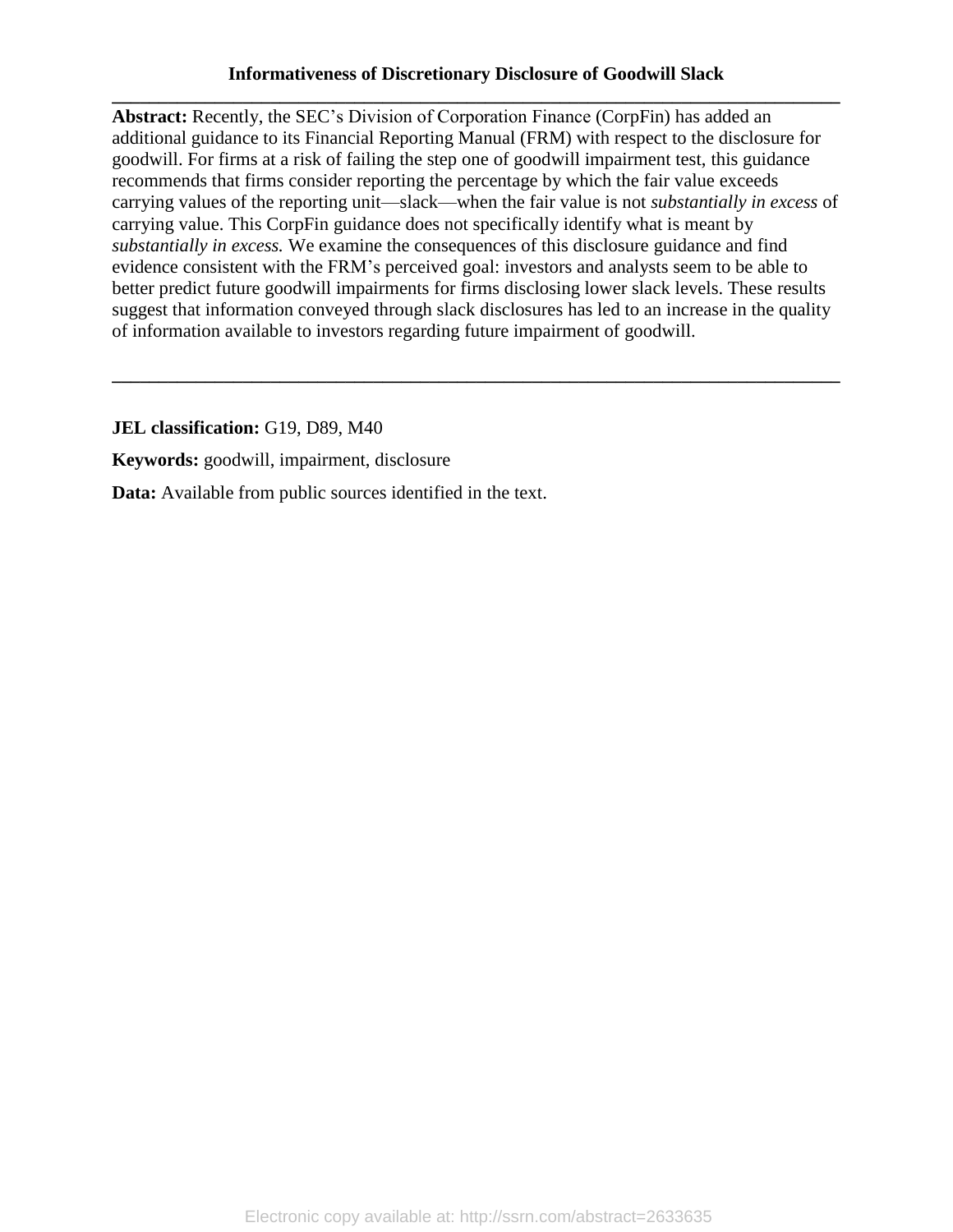**Informativeness of Discretionary Disclosure of Goodwill Slack**

---

**Abstract:** Recently, the SEC's Division of Corporation Finance (CorpFin) has added an additional guidance to its Financial Reporting Manual (FRM) with respect to the disclosure for goodwill. For firms at a risk of failing the step one of goodwill impairment test, this guidance recommends that firms consider reporting the percentage by which the fair value exceeds carrying values of the reporting unit—slack—when the fair value is not *substantially in excess* of carrying value. This CorpFin guidance does not specifically identify what is meant by *substantially in excess.* We examine the consequences of this disclosure guidance and find evidence consistent with the FRM's perceived goal: investors and analysts seem to be able to better predict future goodwill impairments for firms disclosing lower slack levels. These results suggest that information conveyed through slack disclosures has led to an increase in the quality of information available to investors regarding future impairment of goodwill.

---

**JEL classification:** G19, D89, M40

**Keywords:** goodwill, impairment, disclosure

**Data:** Available from public sources identified in the text.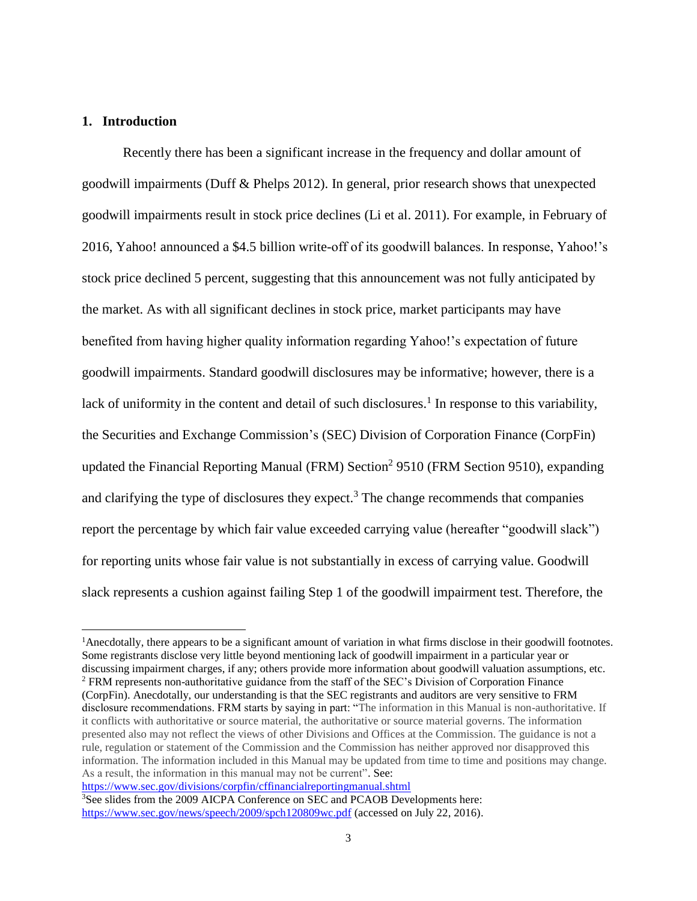## 1. Introduction

Recently there has been a significant increase in the frequency and dollar amount of goodwill impairments (Duff & Phelps 2012). In general, prior research shows that unexpected goodwill impairments result in stock price declines (Li et al. 2011). For example, in February of 2016, Yahoo! announced a $4.5 billion write-off of its goodwill balances. In response, Yahoo!'s stock price declined 5 percent, suggesting that this announcement was not fully anticipated by the market. As with all significant declines in stock price, market participants may have benefited from having higher quality information regarding Yahoo!'s expectation of future goodwill impairments. Standard goodwill disclosures may be informative; however, there is a lack of uniformity in the content and detail of such disclosures.[1] In response to this variability, the Securities and Exchange Commission's (SEC) Division of Corporation Finance (CorpFin) updated the Financial Reporting Manual (FRM) Section[2] 9510 (FRM Section 9510), expanding and clarifying the type of disclosures they expect.[3] The change recommends that companies report the percentage by which fair value exceeded carrying value (hereafter "goodwill slack") for reporting units whose fair value is not substantially in excess of carrying value. Goodwill slack represents a cushion against failing Step 1 of the goodwill impairment test. Therefore, the

---

[1] Anecdotally, there appears to be a significant amount of variation in what firms disclose in their goodwill footnotes. Some registrants disclose very little beyond mentioning lack of goodwill impairment in a particular year or discussing impairment charges, if any; others provide more information about goodwill valuation assumptions, etc.

[2] FRM represents non-authoritative guidance from the staff of the SEC's Division of Corporation Finance (CorpFin). Anecdotally, our understanding is that the SEC registrants and auditors are very sensitive to FRM disclosure recommendations. FRM starts by saying in part: "The information in this Manual is non-authoritative. If it conflicts with authoritative or source material, the authoritative or source material governs. The information presented also may not reflect the views of other Divisions and Offices at the Commission. The guidance is not a rule, regulation or statement of the Commission and the Commission has neither approved nor disapproved this information. The information included in this Manual may be updated from time to time and positions may change. As a result, the information in this manual may not be current". See: https://www.sec.gov/divisions/corpfin/cffinancialreportingmanual.shtml

[3] See slides from the 2009 AICPA Conference on SEC and PCAOB Developments here: https://www.sec.gov/news/speech/2009/spch120809wc.pdf (accessed on July 22, 2016).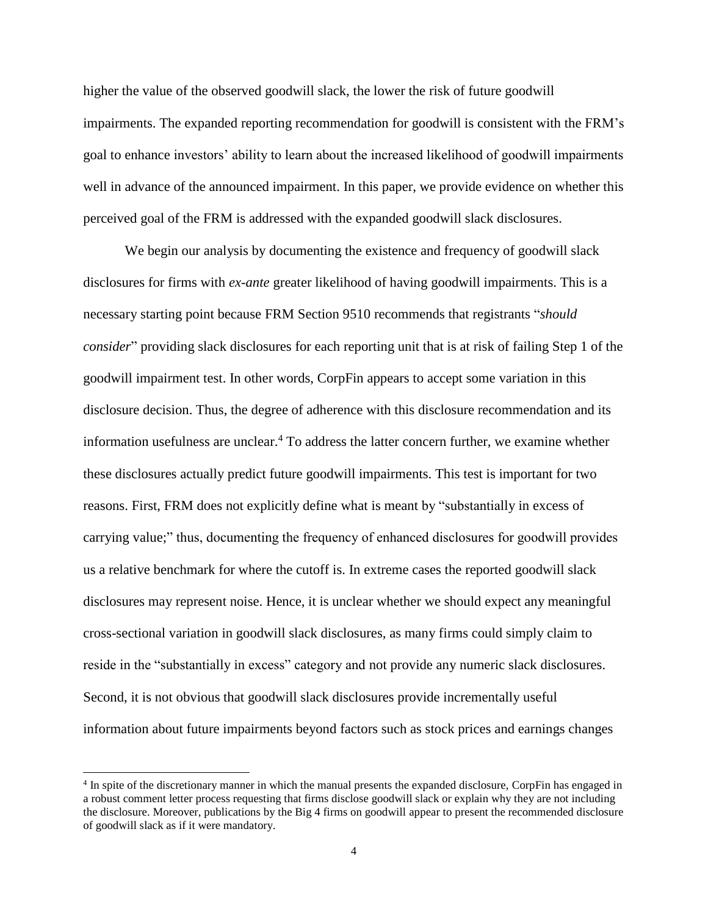higher the value of the observed goodwill slack, the lower the risk of future goodwill impairments. The expanded reporting recommendation for goodwill is consistent with the FRM's goal to enhance investors' ability to learn about the increased likelihood of goodwill impairments well in advance of the announced impairment. In this paper, we provide evidence on whether this perceived goal of the FRM is addressed with the expanded goodwill slack disclosures.

We begin our analysis by documenting the existence and frequency of goodwill slack disclosures for firms with *ex-ante* greater likelihood of having goodwill impairments. This is a necessary starting point because FRM Section 9510 recommends that registrants "*should consider*" providing slack disclosures for each reporting unit that is at risk of failing Step 1 of the goodwill impairment test. In other words, CorpFin appears to accept some variation in this disclosure decision. Thus, the degree of adherence with this disclosure recommendation and its information usefulness are unclear.[4] To address the latter concern further, we examine whether these disclosures actually predict future goodwill impairments. This test is important for two reasons. First, FRM does not explicitly define what is meant by "substantially in excess of carrying value;" thus, documenting the frequency of enhanced disclosures for goodwill provides us a relative benchmark for where the cutoff is. In extreme cases the reported goodwill slack disclosures may represent noise. Hence, it is unclear whether we should expect any meaningful cross-sectional variation in goodwill slack disclosures, as many firms could simply claim to reside in the "substantially in excess" category and not provide any numeric slack disclosures. Second, it is not obvious that goodwill slack disclosures provide incrementally useful information about future impairments beyond factors such as stock prices and earnings changes

[4] In spite of the discretionary manner in which the manual presents the expanded disclosure, CorpFin has engaged in a robust comment letter process requesting that firms disclose goodwill slack or explain why they are not including the disclosure. Moreover, publications by the Big 4 firms on goodwill appear to present the recommended disclosure of goodwill slack as if it were mandatory.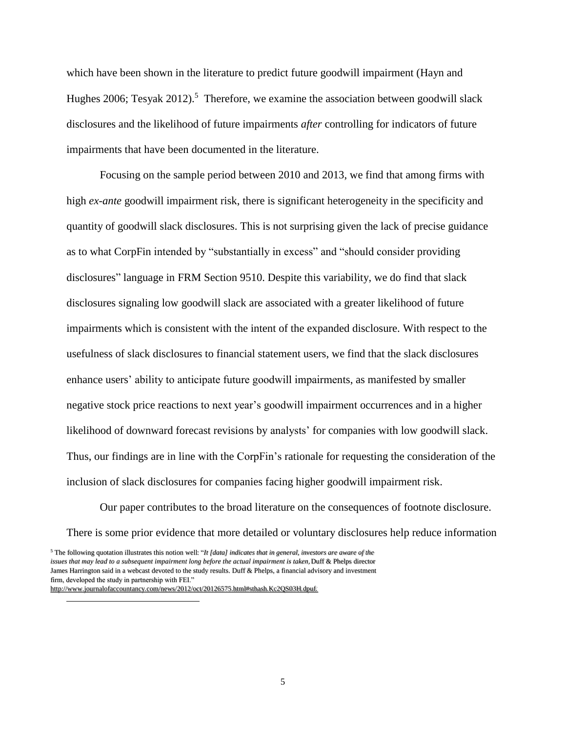which have been shown in the literature to predict future goodwill impairment (Hayn and Hughes 2006; Tesyak 2012).[5] Therefore, we examine the association between goodwill slack disclosures and the likelihood of future impairments *after* controlling for indicators of future impairments that have been documented in the literature.

Focusing on the sample period between 2010 and 2013, we find that among firms with high *ex-ante* goodwill impairment risk, there is significant heterogeneity in the specificity and quantity of goodwill slack disclosures. This is not surprising given the lack of precise guidance as to what CorpFin intended by "substantially in excess" and "should consider providing disclosures" language in FRM Section 9510. Despite this variability, we do find that slack disclosures signaling low goodwill slack are associated with a greater likelihood of future impairments which is consistent with the intent of the expanded disclosure. With respect to the usefulness of slack disclosures to financial statement users, we find that the slack disclosures enhance users' ability to anticipate future goodwill impairments, as manifested by smaller negative stock price reactions to next year's goodwill impairment occurrences and in a higher likelihood of downward forecast revisions by analysts' for companies with low goodwill slack. Thus, our findings are in line with the CorpFin's rationale for requesting the consideration of the inclusion of slack disclosures for companies facing higher goodwill impairment risk.

Our paper contributes to the broad literature on the consequences of footnote disclosure. There is some prior evidence that more detailed or voluntary disclosures help reduce information

[5] The following quotation illustrates this notion well: "*It [data] indicates that in general, investors are aware of the issues that may lead to a subsequent impairment long before the actual impairment is taken,* Duff & Phelps director James Harrington said in a webcast devoted to the study results. Duff & Phelps, a financial advisory and investment firm, developed the study in partnership with FEI." http://www.journalofaccountancy.com/news/2012/oct/20126575.html#sthash.Kc2QS03H.dpuf.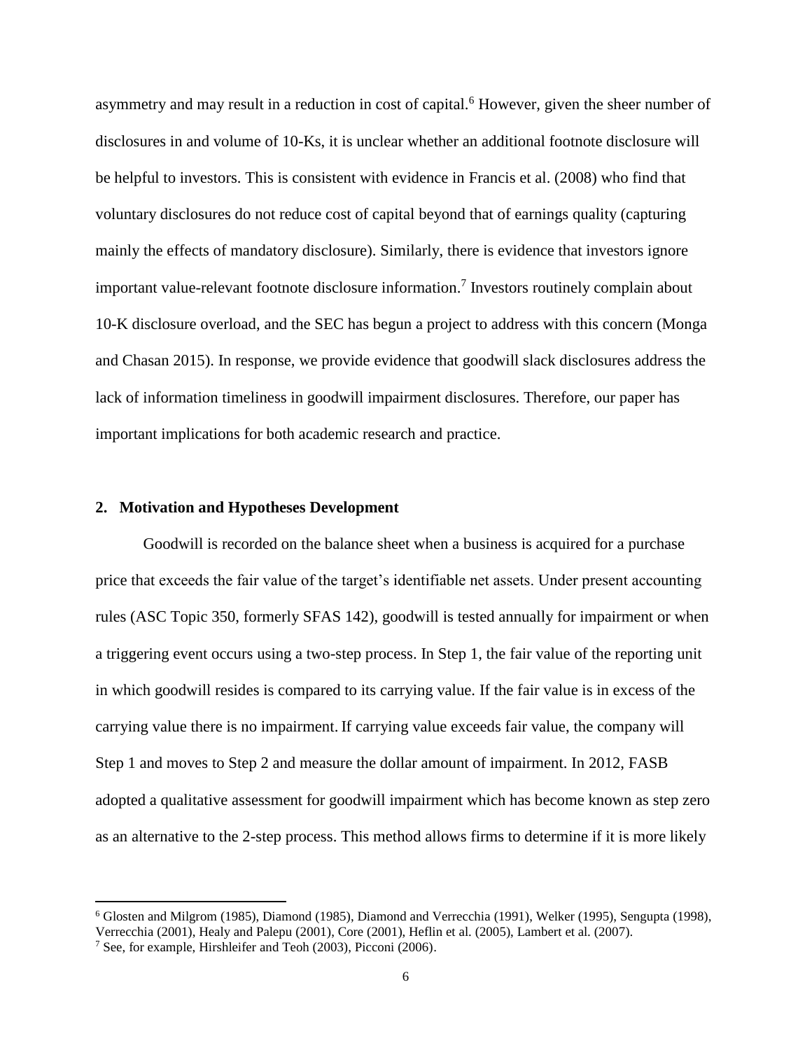asymmetry and may result in a reduction in cost of capital.[6] However, given the sheer number of disclosures in and volume of 10-Ks, it is unclear whether an additional footnote disclosure will be helpful to investors. This is consistent with evidence in Francis et al. (2008) who find that voluntary disclosures do not reduce cost of capital beyond that of earnings quality (capturing mainly the effects of mandatory disclosure). Similarly, there is evidence that investors ignore important value-relevant footnote disclosure information.[7] Investors routinely complain about 10-K disclosure overload, and the SEC has begun a project to address with this concern (Monga and Chasan 2015). In response, we provide evidence that goodwill slack disclosures address the lack of information timeliness in goodwill impairment disclosures. Therefore, our paper has important implications for both academic research and practice.

## 2. Motivation and Hypotheses Development

Goodwill is recorded on the balance sheet when a business is acquired for a purchase price that exceeds the fair value of the target's identifiable net assets. Under present accounting rules (ASC Topic 350, formerly SFAS 142), goodwill is tested annually for impairment or when a triggering event occurs using a two-step process. In Step 1, the fair value of the reporting unit in which goodwill resides is compared to its carrying value. If the fair value is in excess of the carrying value there is no impairment. If carrying value exceeds fair value, the company will Step 1 and moves to Step 2 and measure the dollar amount of impairment. In 2012, FASB adopted a qualitative assessment for goodwill impairment which has become known as step zero as an alternative to the 2-step process. This method allows firms to determine if it is more likely

[6] Glosten and Milgrom (1985), Diamond (1985), Diamond and Verrecchia (1991), Welker (1995), Sengupta (1998), Verrecchia (2001), Healy and Palepu (2001), Core (2001), Heflin et al. (2005), Lambert et al. (2007).

[7] See, for example, Hirshleifer and Teoh (2003), Picconi (2006).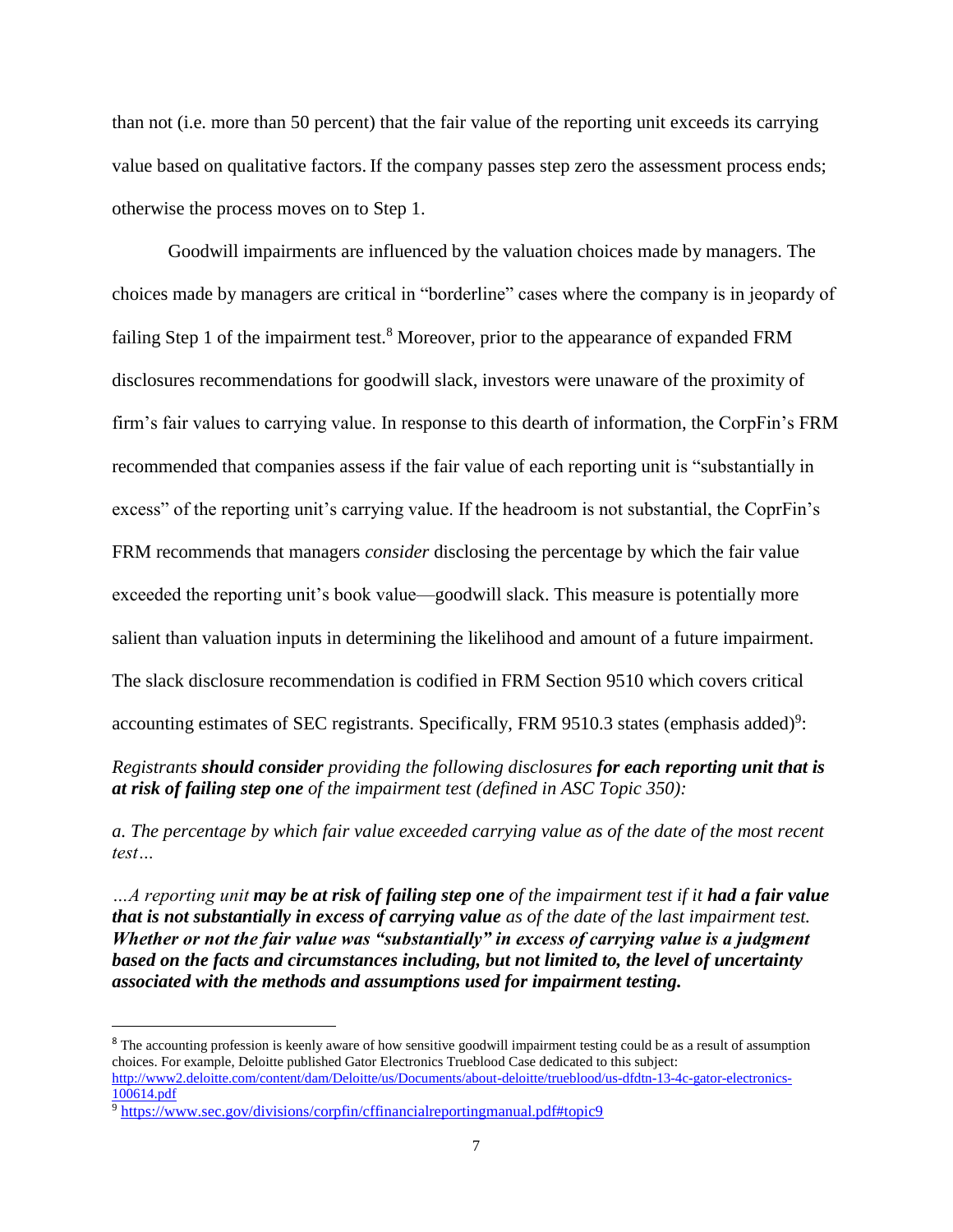than not (i.e. more than 50 percent) that the fair value of the reporting unit exceeds its carrying value based on qualitative factors. If the company passes step zero the assessment process ends; otherwise the process moves on to Step 1.

Goodwill impairments are influenced by the valuation choices made by managers. The choices made by managers are critical in "borderline" cases where the company is in jeopardy of failing Step 1 of the impairment test.[8] Moreover, prior to the appearance of expanded FRM disclosures recommendations for goodwill slack, investors were unaware of the proximity of firm's fair values to carrying value. In response to this dearth of information, the CorpFin's FRM recommended that companies assess if the fair value of each reporting unit is "substantially in excess" of the reporting unit's carrying value. If the headroom is not substantial, the CoprFin's FRM recommends that managers *consider* disclosing the percentage by which the fair value exceeded the reporting unit's book value—goodwill slack. This measure is potentially more salient than valuation inputs in determining the likelihood and amount of a future impairment. The slack disclosure recommendation is codified in FRM Section 9510 which covers critical accounting estimates of SEC registrants. Specifically, FRM 9510.3 states (emphasis added)[9]:

*Registrants* ***should consider*** *providing the following disclosures* ***for each reporting unit that is at risk of failing step one*** *of the impairment test (defined in ASC Topic 350):*

*a. The percentage by which fair value exceeded carrying value as of the date of the most recent test…*

*…A reporting unit* ***may be at risk of failing step one*** *of the impairment test if it* ***had a fair value that is not substantially in excess of carrying value*** *as of the date of the last impairment test.* ***Whether or not the fair value was "substantially" in excess of carrying value is a judgment based on the facts and circumstances including, but not limited to, the level of uncertainty associated with the methods and assumptions used for impairment testing.***

---

[8] The accounting profession is keenly aware of how sensitive goodwill impairment testing could be as a result of assumption choices. For example, Deloitte published Gator Electronics Trueblood Case dedicated to this subject: http://www2.deloitte.com/content/dam/Deloitte/us/Documents/about-deloitte/trueblood/us-dfdtn-13-4c-gator-electronics-100614.pdf

[9] https://www.sec.gov/divisions/corpfin/cffinancialreportingmanual.pdf#topic9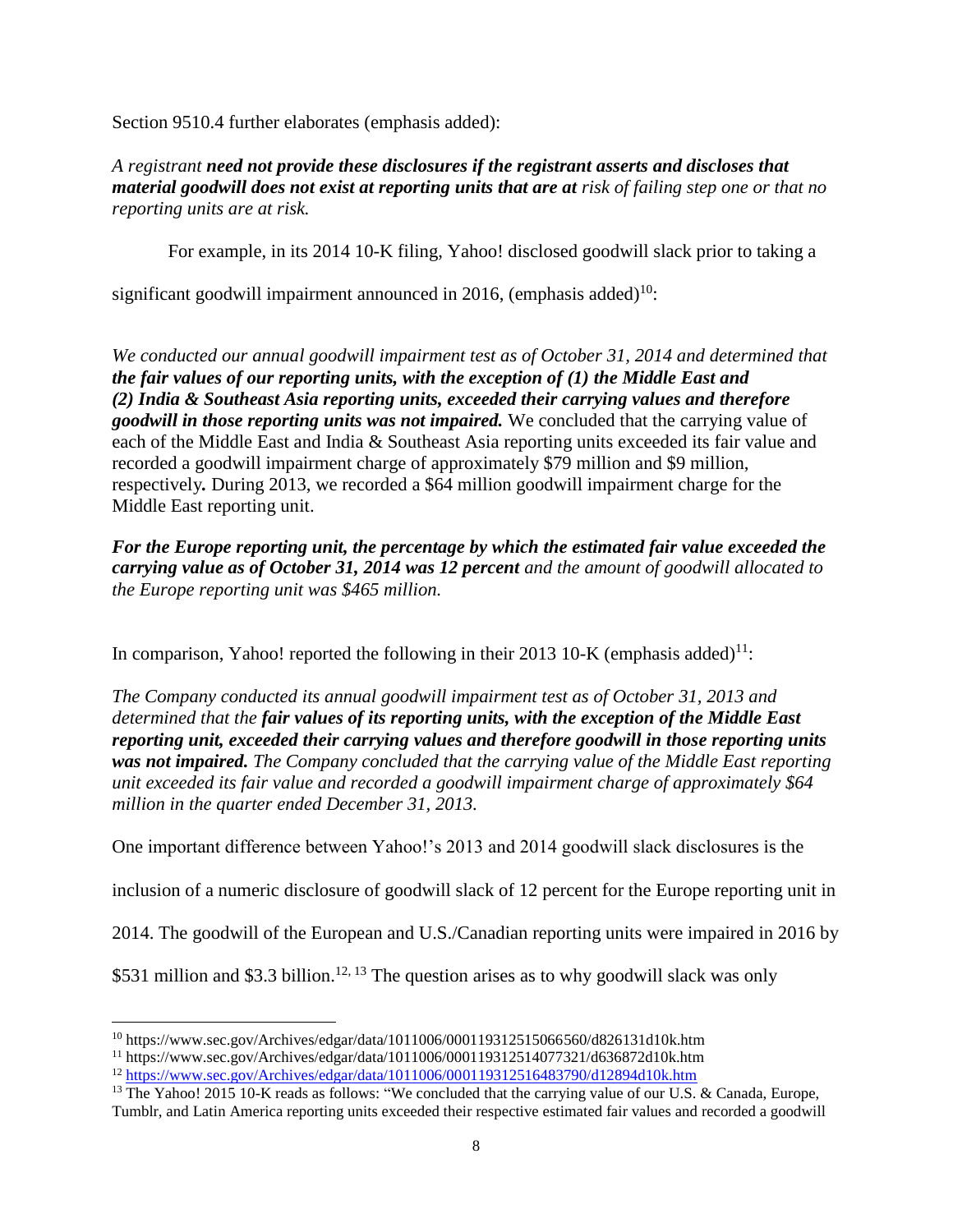Section 9510.4 further elaborates (emphasis added):

*A registrant* ***need not provide these disclosures if the registrant asserts and discloses that material goodwill does not exist at reporting units that are at*** *risk of failing step one or that no reporting units are at risk.*

For example, in its 2014 10-K filing, Yahoo! disclosed goodwill slack prior to taking a significant goodwill impairment announced in 2016, (emphasis added)[10]:

*We conducted our annual goodwill impairment test as of October 31, 2014 and determined that* ***the fair values of our reporting units, with the exception of (1) the Middle East and (2) India & Southeast Asia reporting units, exceeded their carrying values and therefore goodwill in those reporting units was not impaired.*** We concluded that the carrying value of each of the Middle East and India & Southeast Asia reporting units exceeded its fair value and recorded a goodwill impairment charge of approximately $79 million and $9 million, respectively**.** During 2013, we recorded a $64 million goodwill impairment charge for the Middle East reporting unit.

***For the Europe reporting unit, the percentage by which the estimated fair value exceeded the carrying value as of October 31, 2014 was 12 percent*** *and the amount of goodwill allocated to the Europe reporting unit was $465 million.*

In comparison, Yahoo! reported the following in their 2013 10-K (emphasis added)[11]:

*The Company conducted its annual goodwill impairment test as of October 31, 2013 and determined that the* ***fair values of its reporting units, with the exception of the Middle East reporting unit, exceeded their carrying values and therefore goodwill in those reporting units was not impaired.*** *The Company concluded that the carrying value of the Middle East reporting unit exceeded its fair value and recorded a goodwill impairment charge of approximately $64 million in the quarter ended December 31, 2013.*

One important difference between Yahoo!'s 2013 and 2014 goodwill slack disclosures is the inclusion of a numeric disclosure of goodwill slack of 12 percent for the Europe reporting unit in 2014. The goodwill of the European and U.S./Canadian reporting units were impaired in 2016 by $531 million and $3.3 billion.[12, 13] The question arises as to why goodwill slack was only

---

[10] https://www.sec.gov/Archives/edgar/data/1011006/000119312515066560/d826131d10k.htm

[11] https://www.sec.gov/Archives/edgar/data/1011006/000119312514077321/d636872d10k.htm

[12] https://www.sec.gov/Archives/edgar/data/1011006/000119312516483790/d12894d10k.htm

[13] The Yahoo! 2015 10-K reads as follows: "We concluded that the carrying value of our U.S. & Canada, Europe, Tumblr, and Latin America reporting units exceeded their respective estimated fair values and recorded a goodwill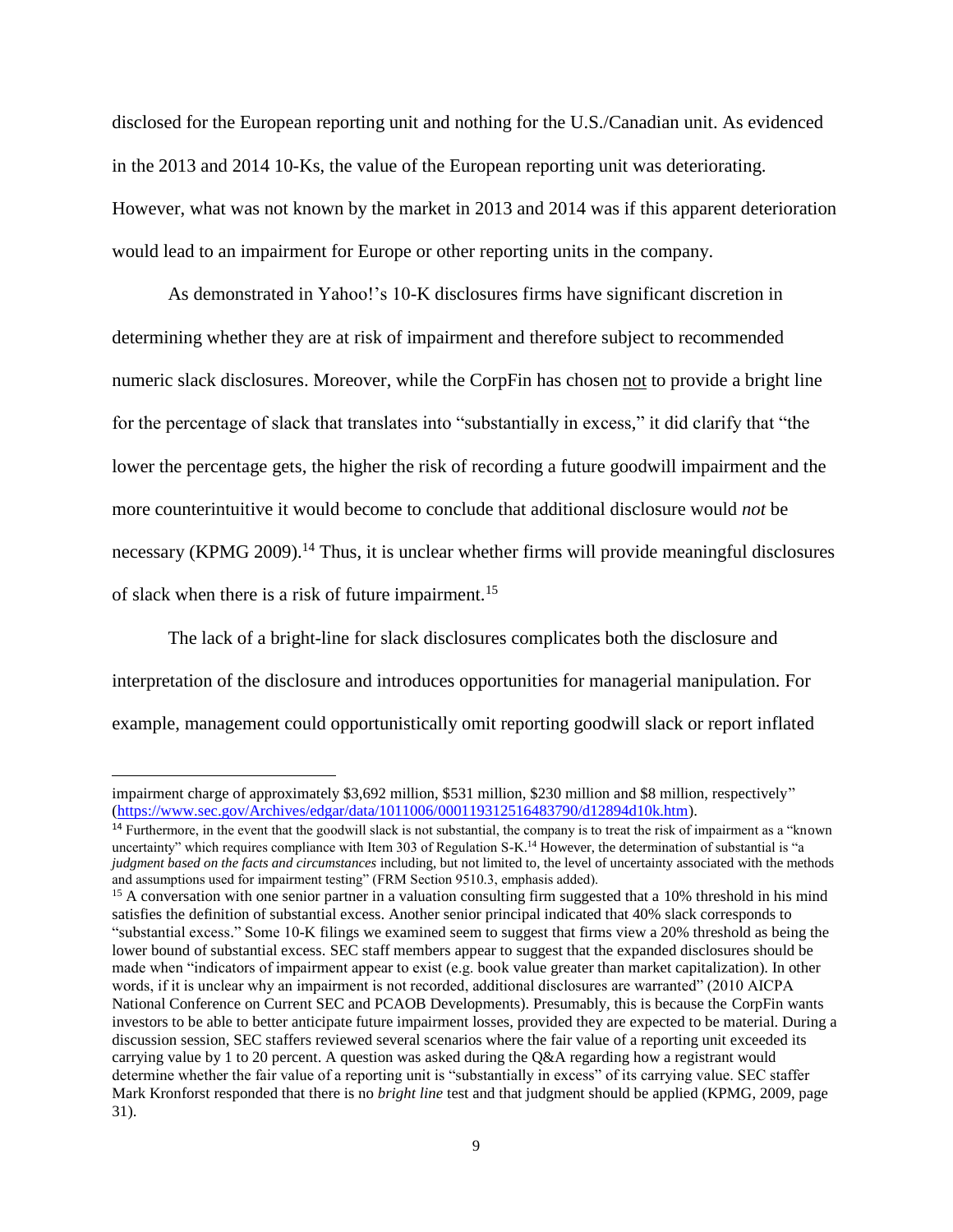disclosed for the European reporting unit and nothing for the U.S./Canadian unit. As evidenced in the 2013 and 2014 10-Ks, the value of the European reporting unit was deteriorating. However, what was not known by the market in 2013 and 2014 was if this apparent deterioration would lead to an impairment for Europe or other reporting units in the company.

As demonstrated in Yahoo!'s 10-K disclosures firms have significant discretion in determining whether they are at risk of impairment and therefore subject to recommended numeric slack disclosures. Moreover, while the CorpFin has chosen <u>not</u> to provide a bright line for the percentage of slack that translates into "substantially in excess," it did clarify that "the lower the percentage gets, the higher the risk of recording a future goodwill impairment and the more counterintuitive it would become to conclude that additional disclosure would *not* be necessary (KPMG 2009).[14] Thus, it is unclear whether firms will provide meaningful disclosures of slack when there is a risk of future impairment.[15]

The lack of a bright-line for slack disclosures complicates both the disclosure and interpretation of the disclosure and introduces opportunities for managerial manipulation. For example, management could opportunistically omit reporting goodwill slack or report inflated

---

impairment charge of approximately $3,692 million, $531 million, $230 million and $8 million, respectively" (https://www.sec.gov/Archives/edgar/data/1011006/000119312516483790/d12894d10k.htm).

[14] Furthermore, in the event that the goodwill slack is not substantial, the company is to treat the risk of impairment as a "known uncertainty" which requires compliance with Item 303 of Regulation S-K.[14] However, the determination of substantial is "a *judgment based on the facts and circumstances* including, but not limited to, the level of uncertainty associated with the methods and assumptions used for impairment testing" (FRM Section 9510.3, emphasis added).

[15] A conversation with one senior partner in a valuation consulting firm suggested that a 10% threshold in his mind satisfies the definition of substantial excess. Another senior principal indicated that 40% slack corresponds to "substantial excess." Some 10-K filings we examined seem to suggest that firms view a 20% threshold as being the lower bound of substantial excess. SEC staff members appear to suggest that the expanded disclosures should be made when "indicators of impairment appear to exist (e.g. book value greater than market capitalization). In other words, if it is unclear why an impairment is not recorded, additional disclosures are warranted" (2010 AICPA National Conference on Current SEC and PCAOB Developments). Presumably, this is because the CorpFin wants investors to be able to better anticipate future impairment losses, provided they are expected to be material. During a discussion session, SEC staffers reviewed several scenarios where the fair value of a reporting unit exceeded its carrying value by 1 to 20 percent. A question was asked during the Q&A regarding how a registrant would determine whether the fair value of a reporting unit is "substantially in excess" of its carrying value. SEC staffer Mark Kronforst responded that there is no *bright line* test and that judgment should be applied (KPMG, 2009, page 31).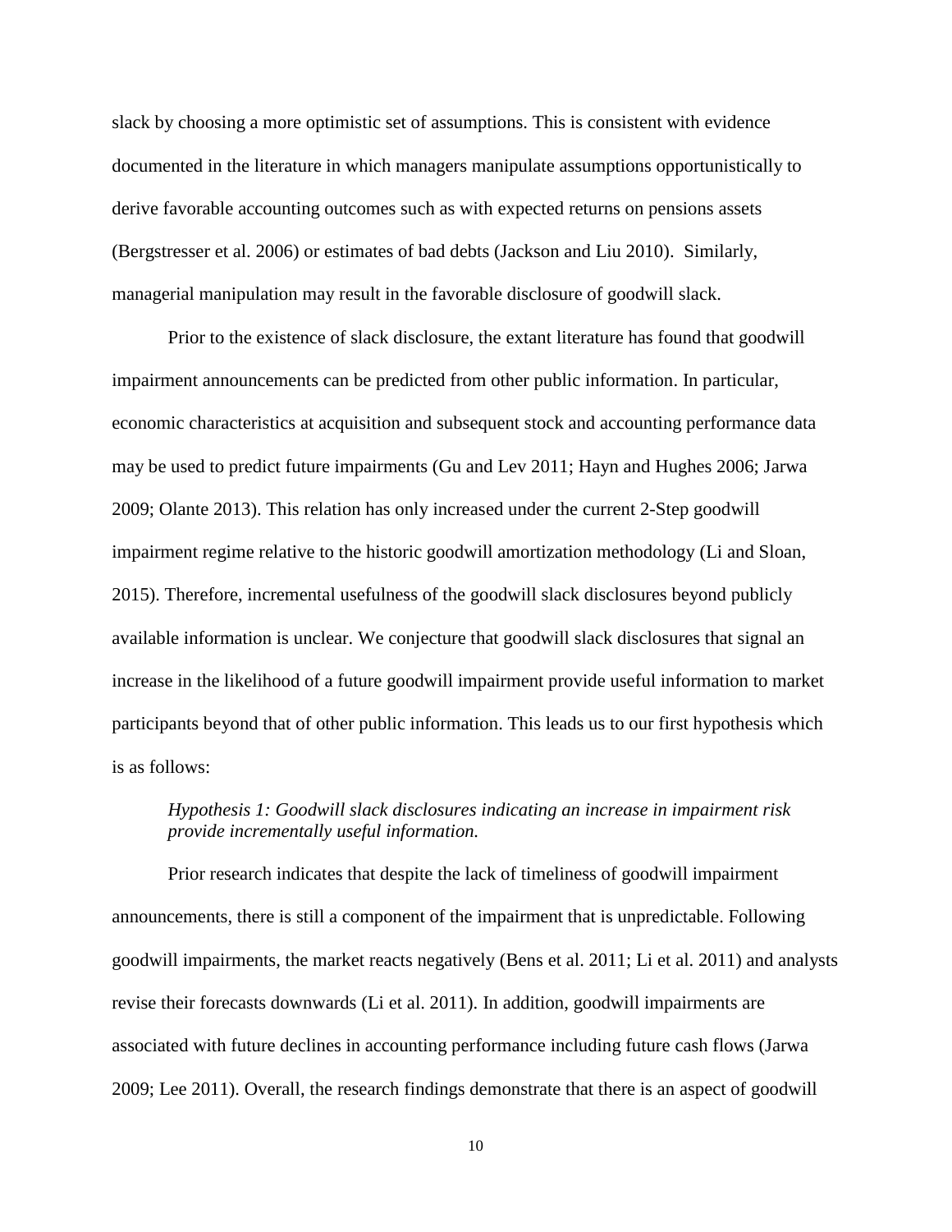slack by choosing a more optimistic set of assumptions. This is consistent with evidence documented in the literature in which managers manipulate assumptions opportunistically to derive favorable accounting outcomes such as with expected returns on pensions assets (Bergstresser et al. 2006) or estimates of bad debts (Jackson and Liu 2010). Similarly, managerial manipulation may result in the favorable disclosure of goodwill slack.

Prior to the existence of slack disclosure, the extant literature has found that goodwill impairment announcements can be predicted from other public information. In particular, economic characteristics at acquisition and subsequent stock and accounting performance data may be used to predict future impairments (Gu and Lev 2011; Hayn and Hughes 2006; Jarwa 2009; Olante 2013). This relation has only increased under the current 2-Step goodwill impairment regime relative to the historic goodwill amortization methodology (Li and Sloan, 2015). Therefore, incremental usefulness of the goodwill slack disclosures beyond publicly available information is unclear. We conjecture that goodwill slack disclosures that signal an increase in the likelihood of a future goodwill impairment provide useful information to market participants beyond that of other public information. This leads us to our first hypothesis which is as follows:

> *Hypothesis 1: Goodwill slack disclosures indicating an increase in impairment risk provide incrementally useful information.*

Prior research indicates that despite the lack of timeliness of goodwill impairment announcements, there is still a component of the impairment that is unpredictable. Following goodwill impairments, the market reacts negatively (Bens et al. 2011; Li et al. 2011) and analysts revise their forecasts downwards (Li et al. 2011). In addition, goodwill impairments are associated with future declines in accounting performance including future cash flows (Jarwa 2009; Lee 2011). Overall, the research findings demonstrate that there is an aspect of goodwill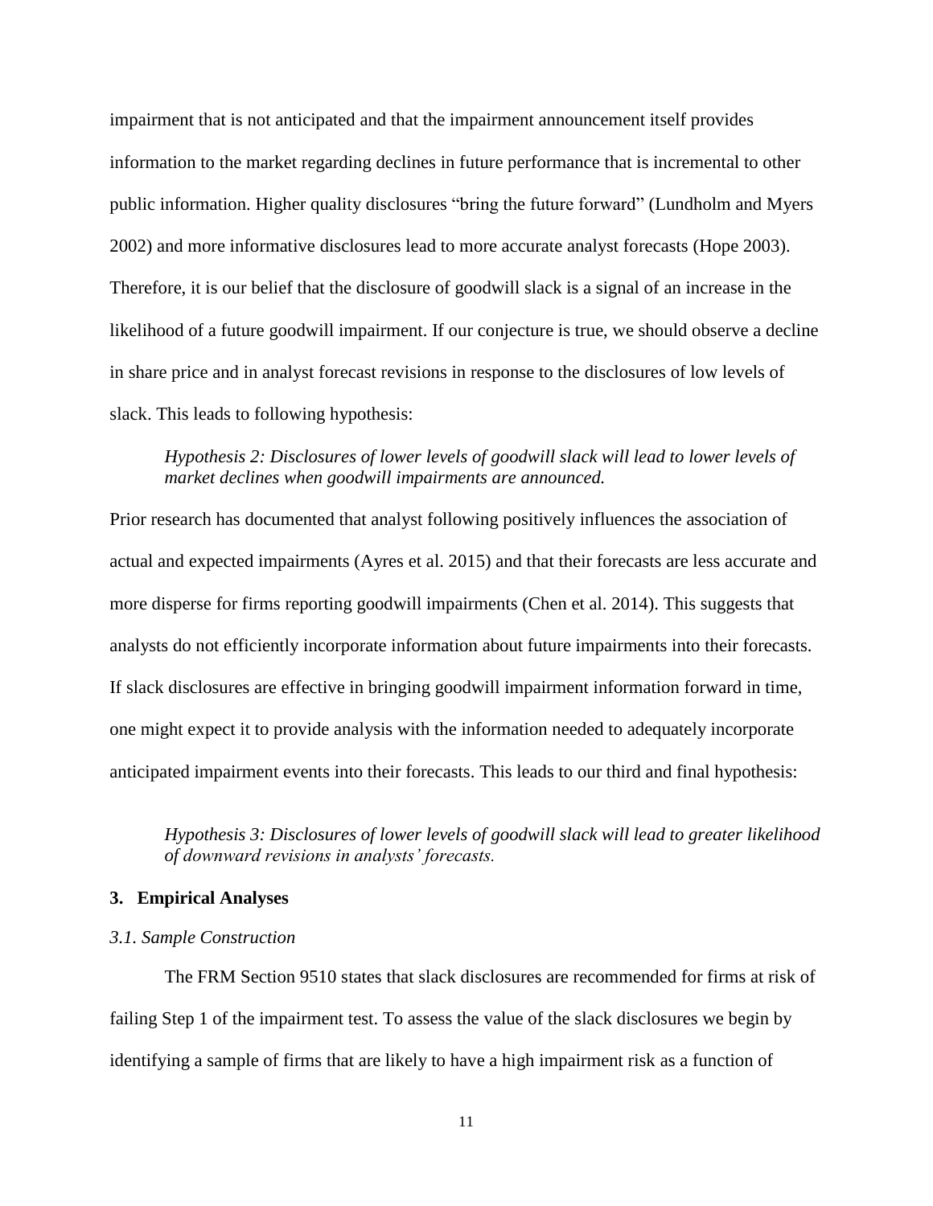impairment that is not anticipated and that the impairment announcement itself provides information to the market regarding declines in future performance that is incremental to other public information. Higher quality disclosures "bring the future forward" (Lundholm and Myers 2002) and more informative disclosures lead to more accurate analyst forecasts (Hope 2003). Therefore, it is our belief that the disclosure of goodwill slack is a signal of an increase in the likelihood of a future goodwill impairment. If our conjecture is true, we should observe a decline in share price and in analyst forecast revisions in response to the disclosures of low levels of slack. This leads to following hypothesis:

> *Hypothesis 2: Disclosures of lower levels of goodwill slack will lead to lower levels of market declines when goodwill impairments are announced.*

Prior research has documented that analyst following positively influences the association of actual and expected impairments (Ayres et al. 2015) and that their forecasts are less accurate and more disperse for firms reporting goodwill impairments (Chen et al. 2014). This suggests that analysts do not efficiently incorporate information about future impairments into their forecasts. If slack disclosures are effective in bringing goodwill impairment information forward in time, one might expect it to provide analysis with the information needed to adequately incorporate anticipated impairment events into their forecasts. This leads to our third and final hypothesis:

> *Hypothesis 3: Disclosures of lower levels of goodwill slack will lead to greater likelihood of downward revisions in analysts' forecasts.*

## 3. Empirical Analyses

### *3.1. Sample Construction*

The FRM Section 9510 states that slack disclosures are recommended for firms at risk of failing Step 1 of the impairment test. To assess the value of the slack disclosures we begin by identifying a sample of firms that are likely to have a high impairment risk as a function of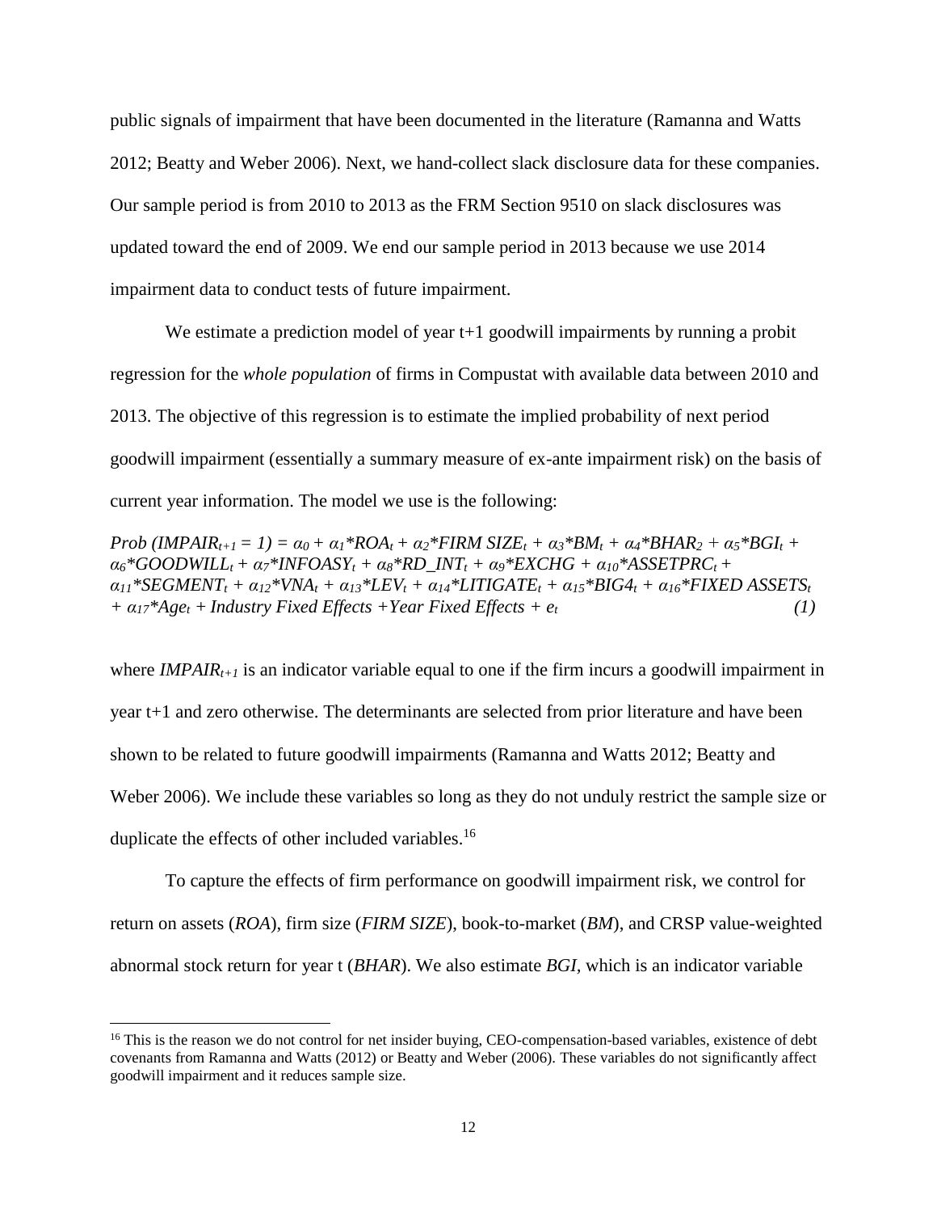public signals of impairment that have been documented in the literature (Ramanna and Watts 2012; Beatty and Weber 2006). Next, we hand-collect slack disclosure data for these companies. Our sample period is from 2010 to 2013 as the FRM Section 9510 on slack disclosures was updated toward the end of 2009. We end our sample period in 2013 because we use 2014 impairment data to conduct tests of future impairment.

We estimate a prediction model of year t+1 goodwill impairments by running a probit regression for the *whole population* of firms in Compustat with available data between 2010 and 2013. The objective of this regression is to estimate the implied probability of next period goodwill impairment (essentially a summary measure of ex-ante impairment risk) on the basis of current year information. The model we use is the following:

$$Prob\ (IMPAIR_{t+1} = 1) = \alpha_0 + \alpha_1{*}ROA_t + \alpha_2{*}FIRM\ SIZE_t + \alpha_3{*}BM_t + \alpha_4{*}BHAR_2 + \alpha_5{*}BGI_t + \alpha_6{*}GOODWILL_t + \alpha_7{*}INFOASY_t + \alpha_8{*}RD\_INT_t + \alpha_9{*}EXCHG + \alpha_{10}{*}ASSETPRC_t + \alpha_{11}{*}SEGMENT_t + \alpha_{12}{*}VNA_t + \alpha_{13}{*}LEV_t + \alpha_{14}{*}LITIGATE_t + \alpha_{15}{*}BIG4_t + \alpha_{16}{*}FIXED\ ASSETS_t + \alpha_{17}{*}Age_t + Industry\ Fixed\ Effects + Year\ Fixed\ Effects + e_t \quad (1)$$

where $IMPAIR_{t+1}$ is an indicator variable equal to one if the firm incurs a goodwill impairment in year t+1 and zero otherwise. The determinants are selected from prior literature and have been shown to be related to future goodwill impairments (Ramanna and Watts 2012; Beatty and Weber 2006). We include these variables so long as they do not unduly restrict the sample size or duplicate the effects of other included variables.[16]

To capture the effects of firm performance on goodwill impairment risk, we control for return on assets (*ROA*), firm size (*FIRM SIZE*), book-to-market (*BM*), and CRSP value-weighted abnormal stock return for year t (*BHAR*). We also estimate *BGI*, which is an indicator variable

[16] This is the reason we do not control for net insider buying, CEO-compensation-based variables, existence of debt covenants from Ramanna and Watts (2012) or Beatty and Weber (2006). These variables do not significantly affect goodwill impairment and it reduces sample size.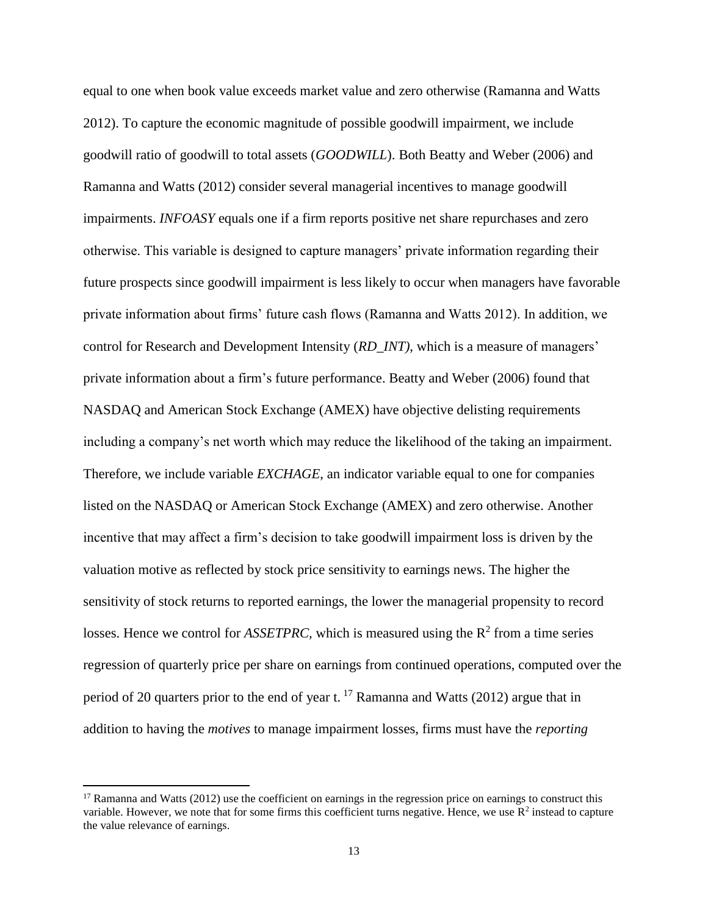equal to one when book value exceeds market value and zero otherwise (Ramanna and Watts 2012). To capture the economic magnitude of possible goodwill impairment, we include goodwill ratio of goodwill to total assets (*GOODWILL*). Both Beatty and Weber (2006) and Ramanna and Watts (2012) consider several managerial incentives to manage goodwill impairments. *INFOASY* equals one if a firm reports positive net share repurchases and zero otherwise. This variable is designed to capture managers' private information regarding their future prospects since goodwill impairment is less likely to occur when managers have favorable private information about firms' future cash flows (Ramanna and Watts 2012). In addition, we control for Research and Development Intensity (*RD_INT)*, which is a measure of managers' private information about a firm's future performance. Beatty and Weber (2006) found that NASDAQ and American Stock Exchange (AMEX) have objective delisting requirements including a company's net worth which may reduce the likelihood of the taking an impairment. Therefore, we include variable *EXCHAGE,* an indicator variable equal to one for companies listed on the NASDAQ or American Stock Exchange (AMEX) and zero otherwise. Another incentive that may affect a firm's decision to take goodwill impairment loss is driven by the valuation motive as reflected by stock price sensitivity to earnings news. The higher the sensitivity of stock returns to reported earnings, the lower the managerial propensity to record losses. Hence we control for *ASSETPRC,* which is measured using the $R^2$ from a time series regression of quarterly price per share on earnings from continued operations, computed over the period of 20 quarters prior to the end of year t. [17] Ramanna and Watts (2012) argue that in addition to having the *motives* to manage impairment losses, firms must have the *reporting*

[17] Ramanna and Watts (2012) use the coefficient on earnings in the regression price on earnings to construct this variable. However, we note that for some firms this coefficient turns negative. Hence, we use $R^2$ instead to capture the value relevance of earnings.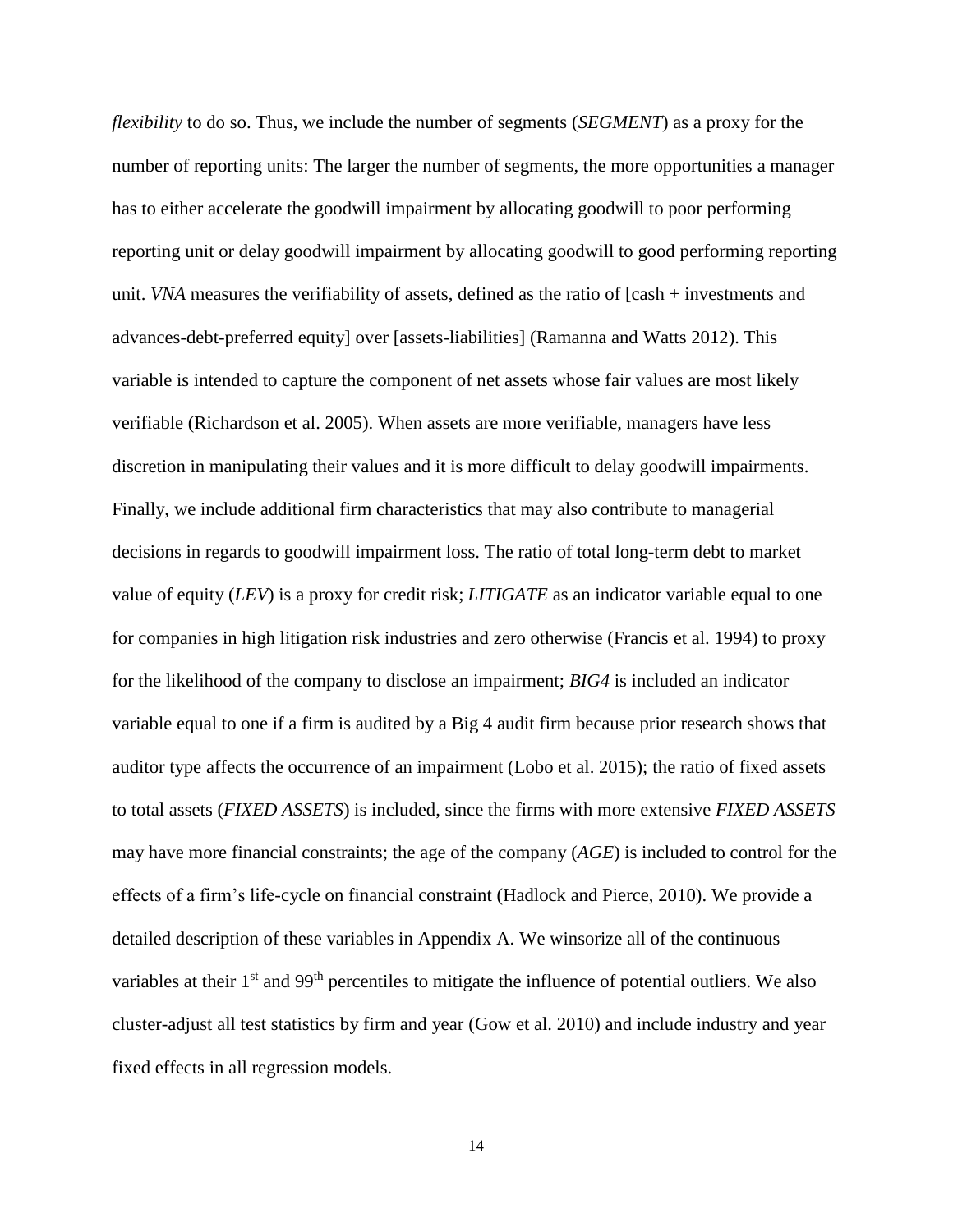*flexibility* to do so. Thus, we include the number of segments (*SEGMENT*) as a proxy for the number of reporting units: The larger the number of segments, the more opportunities a manager has to either accelerate the goodwill impairment by allocating goodwill to poor performing reporting unit or delay goodwill impairment by allocating goodwill to good performing reporting unit. *VNA* measures the verifiability of assets, defined as the ratio of [cash + investments and advances-debt-preferred equity] over [assets-liabilities] (Ramanna and Watts 2012). This variable is intended to capture the component of net assets whose fair values are most likely verifiable (Richardson et al. 2005). When assets are more verifiable, managers have less discretion in manipulating their values and it is more difficult to delay goodwill impairments. Finally, we include additional firm characteristics that may also contribute to managerial decisions in regards to goodwill impairment loss. The ratio of total long-term debt to market value of equity (*LEV*) is a proxy for credit risk; *LITIGATE* as an indicator variable equal to one for companies in high litigation risk industries and zero otherwise (Francis et al. 1994) to proxy for the likelihood of the company to disclose an impairment; *BIG4* is included an indicator variable equal to one if a firm is audited by a Big 4 audit firm because prior research shows that auditor type affects the occurrence of an impairment (Lobo et al. 2015); the ratio of fixed assets to total assets (*FIXED ASSETS*) is included, since the firms with more extensive *FIXED ASSETS* may have more financial constraints; the age of the company (*AGE*) is included to control for the effects of a firm's life-cycle on financial constraint (Hadlock and Pierce, 2010). We provide a detailed description of these variables in Appendix A. We winsorize all of the continuous variables at their 1st and 99th percentiles to mitigate the influence of potential outliers. We also cluster-adjust all test statistics by firm and year (Gow et al. 2010) and include industry and year fixed effects in all regression models.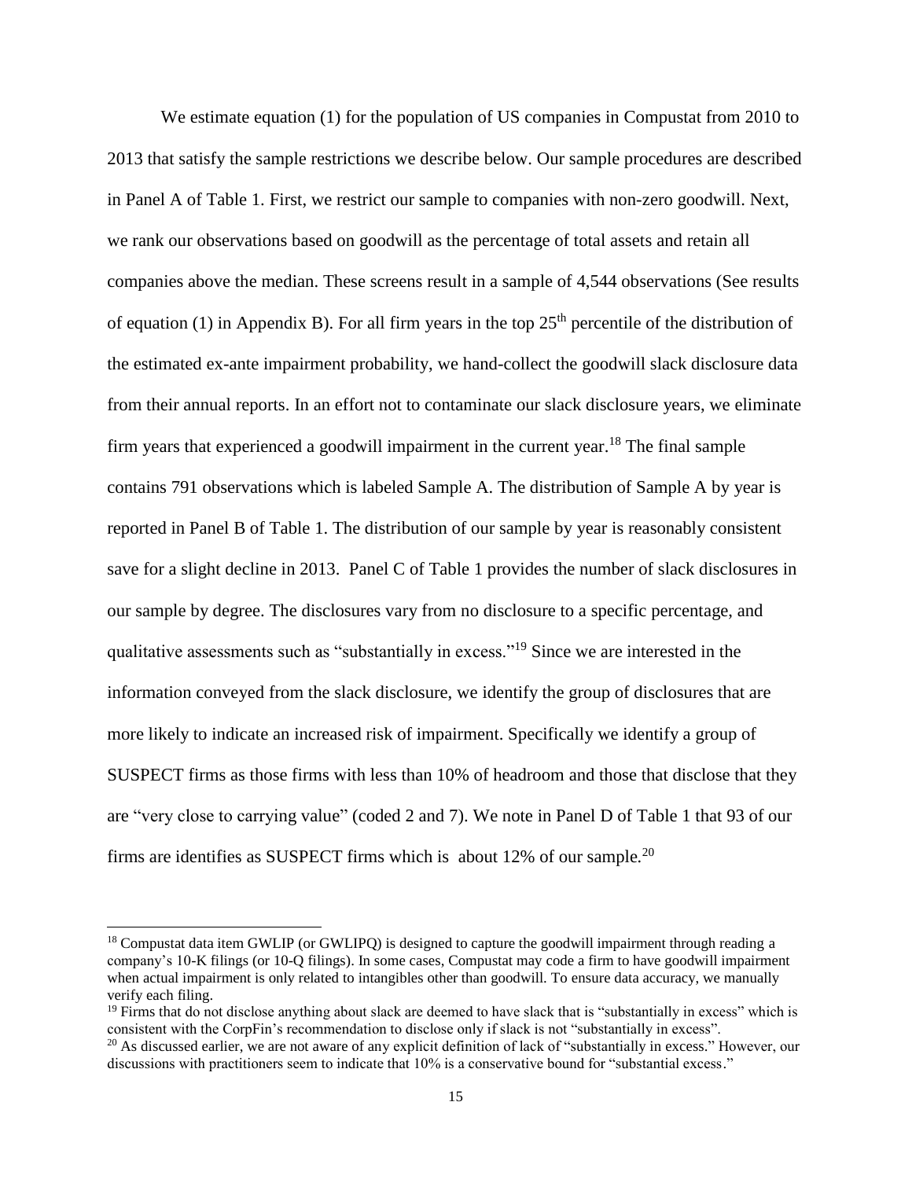We estimate equation (1) for the population of US companies in Compustat from 2010 to 2013 that satisfy the sample restrictions we describe below. Our sample procedures are described in Panel A of Table 1. First, we restrict our sample to companies with non-zero goodwill. Next, we rank our observations based on goodwill as the percentage of total assets and retain all companies above the median. These screens result in a sample of 4,544 observations (See results of equation (1) in Appendix B). For all firm years in the top 25th percentile of the distribution of the estimated ex-ante impairment probability, we hand-collect the goodwill slack disclosure data from their annual reports. In an effort not to contaminate our slack disclosure years, we eliminate firm years that experienced a goodwill impairment in the current year.[18] The final sample contains 791 observations which is labeled Sample A. The distribution of Sample A by year is reported in Panel B of Table 1. The distribution of our sample by year is reasonably consistent save for a slight decline in 2013. Panel C of Table 1 provides the number of slack disclosures in our sample by degree. The disclosures vary from no disclosure to a specific percentage, and qualitative assessments such as "substantially in excess."[19] Since we are interested in the information conveyed from the slack disclosure, we identify the group of disclosures that are more likely to indicate an increased risk of impairment. Specifically we identify a group of SUSPECT firms as those firms with less than 10% of headroom and those that disclose that they are "very close to carrying value" (coded 2 and 7). We note in Panel D of Table 1 that 93 of our firms are identifies as SUSPECT firms which is about 12% of our sample.[20]

[18] Compustat data item GWLIP (or GWLIPQ) is designed to capture the goodwill impairment through reading a company's 10-K filings (or 10-Q filings). In some cases, Compustat may code a firm to have goodwill impairment when actual impairment is only related to intangibles other than goodwill. To ensure data accuracy, we manually verify each filing.

[19] Firms that do not disclose anything about slack are deemed to have slack that is "substantially in excess" which is consistent with the CorpFin's recommendation to disclose only if slack is not "substantially in excess".

[20] As discussed earlier, we are not aware of any explicit definition of lack of "substantially in excess." However, our discussions with practitioners seem to indicate that 10% is a conservative bound for "substantial excess."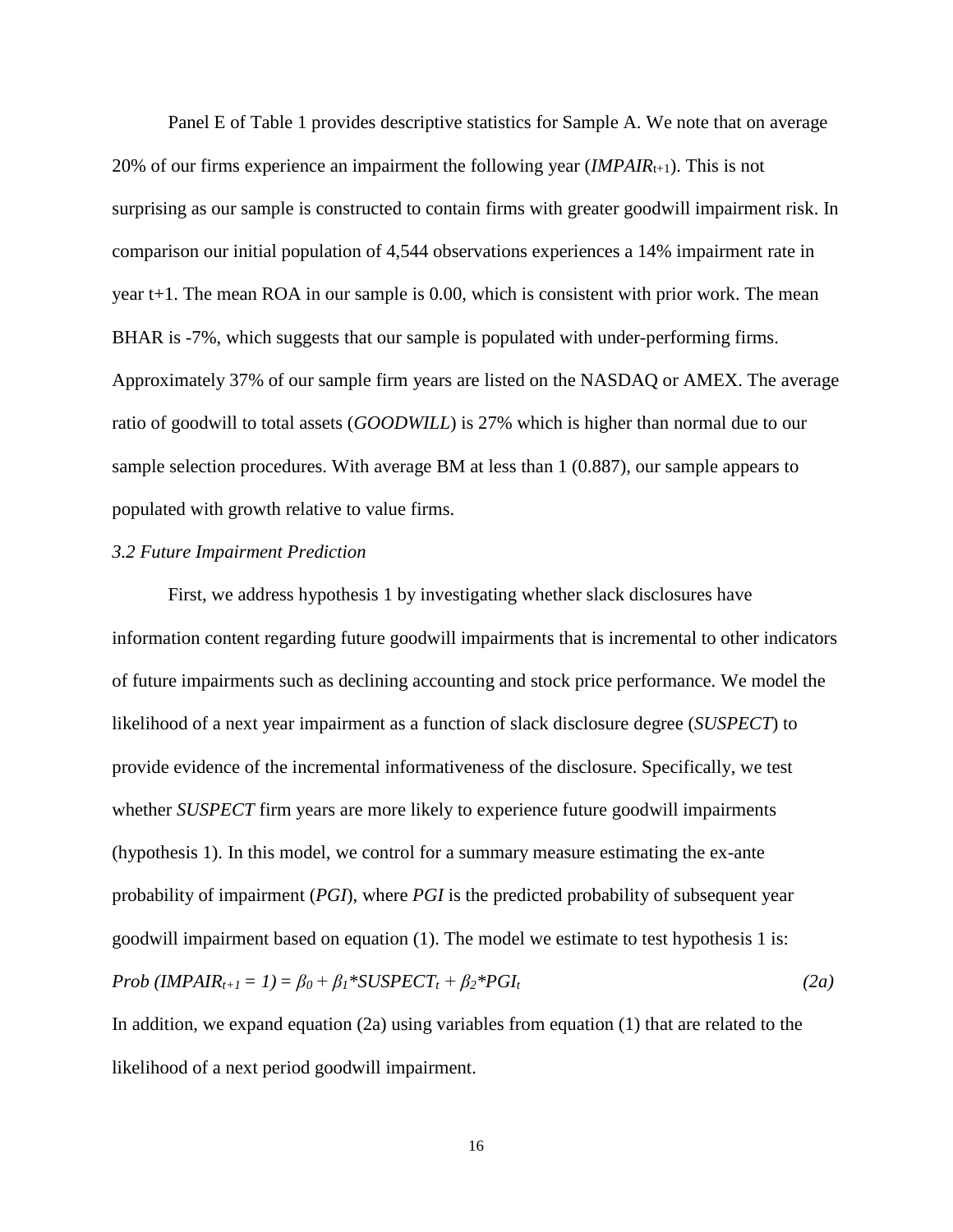Panel E of Table 1 provides descriptive statistics for Sample A. We note that on average 20% of our firms experience an impairment the following year ($IMPAIR_{t+1}$). This is not surprising as our sample is constructed to contain firms with greater goodwill impairment risk. In comparison our initial population of 4,544 observations experiences a 14% impairment rate in year t+1. The mean ROA in our sample is 0.00, which is consistent with prior work. The mean BHAR is -7%, which suggests that our sample is populated with under-performing firms. Approximately 37% of our sample firm years are listed on the NASDAQ or AMEX. The average ratio of goodwill to total assets (*GOODWILL*) is 27% which is higher than normal due to our sample selection procedures. With average BM at less than 1 (0.887), our sample appears to populated with growth relative to value firms.

### *3.2 Future Impairment Prediction*

First, we address hypothesis 1 by investigating whether slack disclosures have information content regarding future goodwill impairments that is incremental to other indicators of future impairments such as declining accounting and stock price performance. We model the likelihood of a next year impairment as a function of slack disclosure degree (*SUSPECT*) to provide evidence of the incremental informativeness of the disclosure. Specifically, we test whether *SUSPECT* firm years are more likely to experience future goodwill impairments (hypothesis 1). In this model, we control for a summary measure estimating the ex-ante probability of impairment (*PGI*), where *PGI* is the predicted probability of subsequent year goodwill impairment based on equation (1). The model we estimate to test hypothesis 1 is:

$$Prob\ (IMPAIR_{t+1} = 1) = \beta_0 + \beta_1 * SUSPECT_t + \beta_2 * PGI_t \qquad (2a)$$

In addition, we expand equation (2a) using variables from equation (1) that are related to the likelihood of a next period goodwill impairment.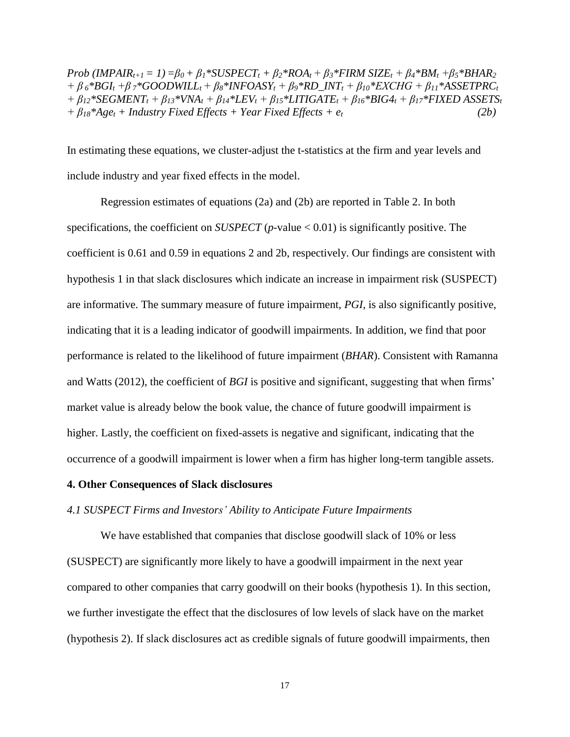$$Prob\ (IMPAIR_{t+1} = 1) = \beta_0 + \beta_1{*}SUSPECT_t + \beta_2{*}ROA_t + \beta_3{*}FIRM\ SIZE_t + \beta_4{*}BM_t + \beta_5{*}BHAR_2 + \beta_6{*}BGI_t + \beta_7{*}GOODWILL_t + \beta_8{*}INFOASY_t + \beta_9{*}RD\_INT_t + \beta_{10}{*}EXCHG + \beta_{11}{*}ASSETPRC_t + \beta_{12}{*}SEGMENT_t + \beta_{13}{*}VNA_t + \beta_{14}{*}LEV_t + \beta_{15}{*}LITIGATE_t + \beta_{16}{*}BIG4_t + \beta_{17}{*}FIXED\ ASSETS_t + \beta_{18}{*}Age_t + Industry\ Fixed\ Effects + Year\ Fixed\ Effects + e_t \quad (2b)$$

In estimating these equations, we cluster-adjust the t-statistics at the firm and year levels and include industry and year fixed effects in the model.

Regression estimates of equations (2a) and (2b) are reported in Table 2. In both specifications, the coefficient on *SUSPECT* ($p$-value $< 0.01$) is significantly positive. The coefficient is 0.61 and 0.59 in equations 2 and 2b, respectively. Our findings are consistent with hypothesis 1 in that slack disclosures which indicate an increase in impairment risk (SUSPECT) are informative. The summary measure of future impairment, *PGI*, is also significantly positive, indicating that it is a leading indicator of goodwill impairments. In addition, we find that poor performance is related to the likelihood of future impairment (*BHAR*). Consistent with Ramanna and Watts (2012), the coefficient of *BGI* is positive and significant, suggesting that when firms' market value is already below the book value, the chance of future goodwill impairment is higher. Lastly, the coefficient on fixed-assets is negative and significant, indicating that the occurrence of a goodwill impairment is lower when a firm has higher long-term tangible assets.

## 4. Other Consequences of Slack disclosures

### *4.1 SUSPECT Firms and Investors' Ability to Anticipate Future Impairments*

We have established that companies that disclose goodwill slack of 10% or less (SUSPECT) are significantly more likely to have a goodwill impairment in the next year compared to other companies that carry goodwill on their books (hypothesis 1). In this section, we further investigate the effect that the disclosures of low levels of slack have on the market (hypothesis 2). If slack disclosures act as credible signals of future goodwill impairments, then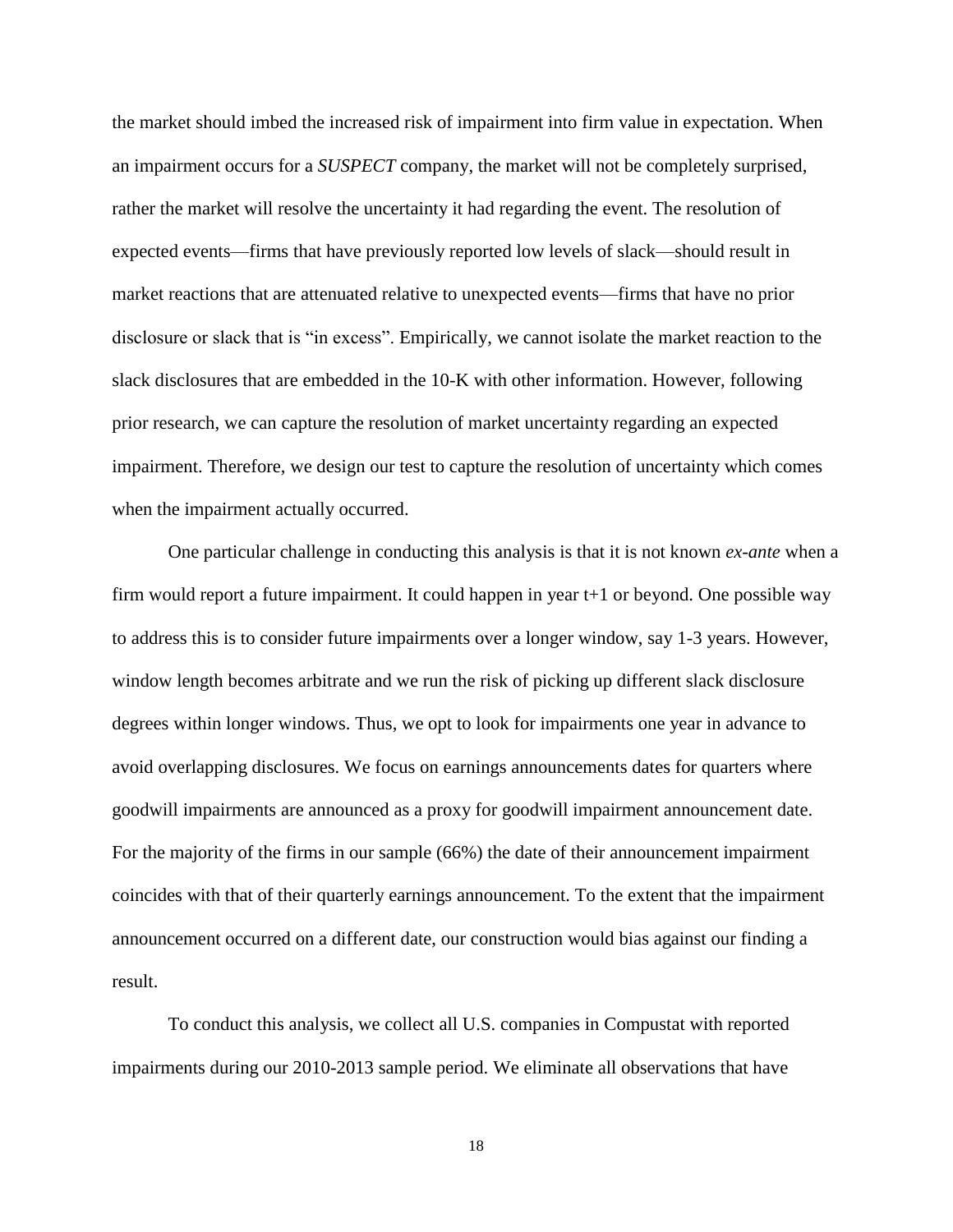the market should imbed the increased risk of impairment into firm value in expectation. When an impairment occurs for a *SUSPECT* company, the market will not be completely surprised, rather the market will resolve the uncertainty it had regarding the event. The resolution of expected events—firms that have previously reported low levels of slack—should result in market reactions that are attenuated relative to unexpected events—firms that have no prior disclosure or slack that is "in excess". Empirically, we cannot isolate the market reaction to the slack disclosures that are embedded in the 10-K with other information. However, following prior research, we can capture the resolution of market uncertainty regarding an expected impairment. Therefore, we design our test to capture the resolution of uncertainty which comes when the impairment actually occurred.

One particular challenge in conducting this analysis is that it is not known *ex-ante* when a firm would report a future impairment. It could happen in year t+1 or beyond. One possible way to address this is to consider future impairments over a longer window, say 1-3 years. However, window length becomes arbitrate and we run the risk of picking up different slack disclosure degrees within longer windows. Thus, we opt to look for impairments one year in advance to avoid overlapping disclosures. We focus on earnings announcements dates for quarters where goodwill impairments are announced as a proxy for goodwill impairment announcement date. For the majority of the firms in our sample (66%) the date of their announcement impairment coincides with that of their quarterly earnings announcement. To the extent that the impairment announcement occurred on a different date, our construction would bias against our finding a result.

To conduct this analysis, we collect all U.S. companies in Compustat with reported impairments during our 2010-2013 sample period. We eliminate all observations that have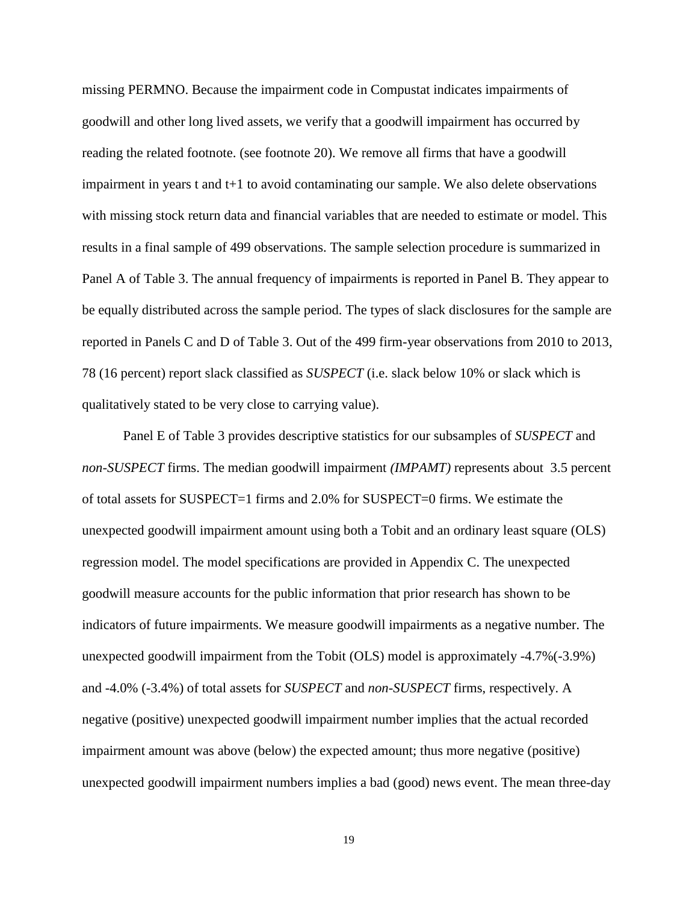missing PERMNO. Because the impairment code in Compustat indicates impairments of goodwill and other long lived assets, we verify that a goodwill impairment has occurred by reading the related footnote. (see footnote 20). We remove all firms that have a goodwill impairment in years t and t+1 to avoid contaminating our sample. We also delete observations with missing stock return data and financial variables that are needed to estimate or model. This results in a final sample of 499 observations. The sample selection procedure is summarized in Panel A of Table 3. The annual frequency of impairments is reported in Panel B. They appear to be equally distributed across the sample period. The types of slack disclosures for the sample are reported in Panels C and D of Table 3. Out of the 499 firm-year observations from 2010 to 2013, 78 (16 percent) report slack classified as *SUSPECT* (i.e. slack below 10% or slack which is qualitatively stated to be very close to carrying value).

Panel E of Table 3 provides descriptive statistics for our subsamples of *SUSPECT* and *non-SUSPECT* firms. The median goodwill impairment *(IMPAMT)* represents about 3.5 percent of total assets for SUSPECT=1 firms and 2.0% for SUSPECT=0 firms. We estimate the unexpected goodwill impairment amount using both a Tobit and an ordinary least square (OLS) regression model. The model specifications are provided in Appendix C. The unexpected goodwill measure accounts for the public information that prior research has shown to be indicators of future impairments. We measure goodwill impairments as a negative number. The unexpected goodwill impairment from the Tobit (OLS) model is approximately -4.7%(-3.9%) and -4.0% (-3.4%) of total assets for *SUSPECT* and *non-SUSPECT* firms, respectively. A negative (positive) unexpected goodwill impairment number implies that the actual recorded impairment amount was above (below) the expected amount; thus more negative (positive) unexpected goodwill impairment numbers implies a bad (good) news event. The mean three-day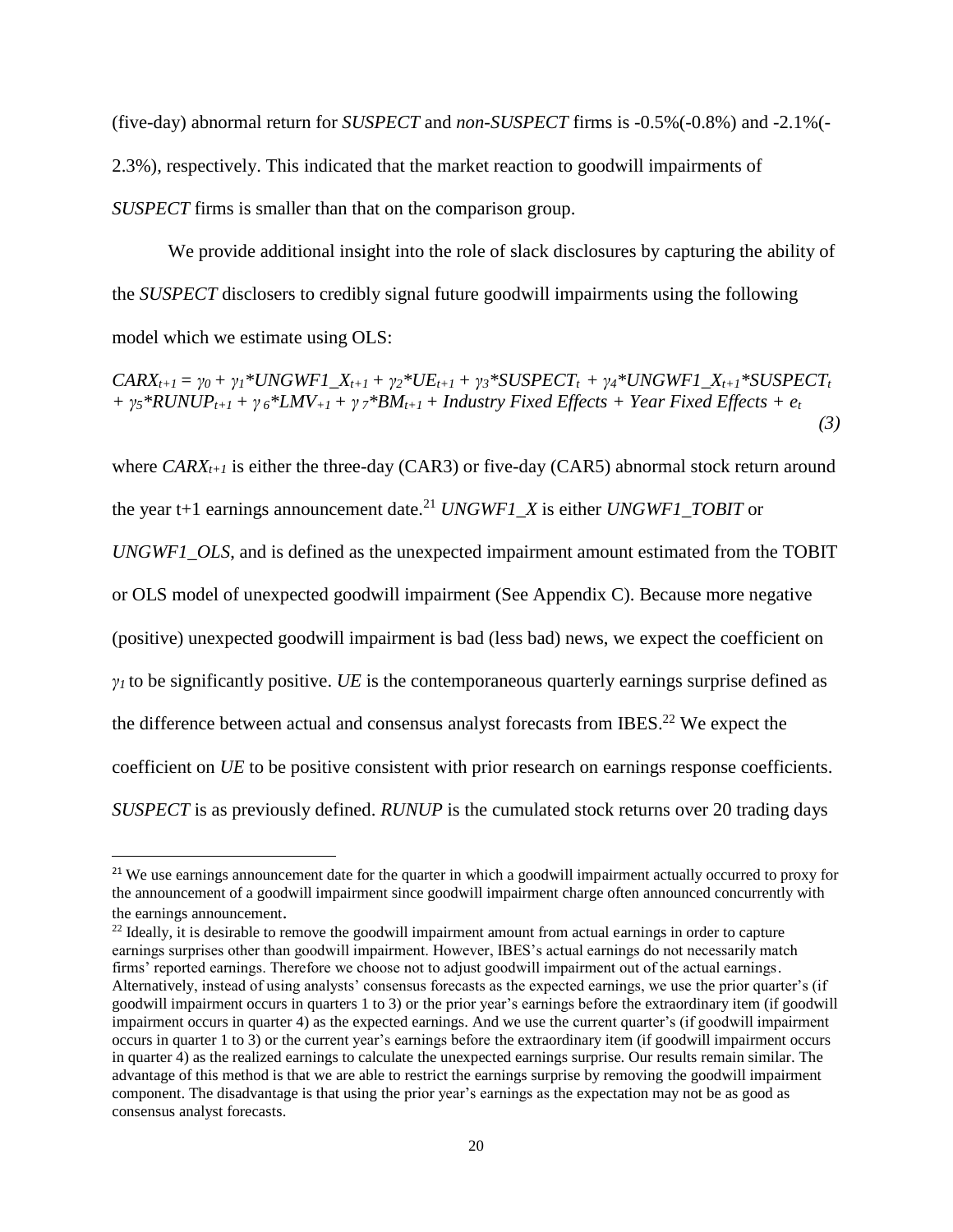(five-day) abnormal return for *SUSPECT* and *non-SUSPECT* firms is -0.5%(-0.8%) and -2.1%(-2.3%), respectively. This indicated that the market reaction to goodwill impairments of *SUSPECT* firms is smaller than that on the comparison group.

We provide additional insight into the role of slack disclosures by capturing the ability of the *SUSPECT* disclosers to credibly signal future goodwill impairments using the following model which we estimate using OLS:

$$CARX_{t+1} = \gamma_0 + \gamma_1 * UNGWF1\_X_{t+1} + \gamma_2 * UE_{t+1} + \gamma_3 * SUSPECT_t + \gamma_4 * UNGWF1\_X_{t+1} * SUSPECT_t + \gamma_5 * RUNUP_{t+1} + \gamma_6 * LMV_{+1} + \gamma_7 * BM_{t+1} + \text{Industry Fixed Effects} + \text{Year Fixed Effects} + e_t \quad (3)$$

where $CARX_{t+1}$ is either the three-day (CAR3) or five-day (CAR5) abnormal stock return around the year t+1 earnings announcement date.[21] *UNGWF1_X* is either *UNGWF1_TOBIT* or *UNGWF1_OLS*, and is defined as the unexpected impairment amount estimated from the TOBIT or OLS model of unexpected goodwill impairment (See Appendix C). Because more negative (positive) unexpected goodwill impairment is bad (less bad) news, we expect the coefficient on $\gamma_1$ to be significantly positive. *UE* is the contemporaneous quarterly earnings surprise defined as the difference between actual and consensus analyst forecasts from IBES.[22] We expect the coefficient on *UE* to be positive consistent with prior research on earnings response coefficients. *SUSPECT* is as previously defined. *RUNUP* is the cumulated stock returns over 20 trading days

[21] We use earnings announcement date for the quarter in which a goodwill impairment actually occurred to proxy for the announcement of a goodwill impairment since goodwill impairment charge often announced concurrently with the earnings announcement.

[22] Ideally, it is desirable to remove the goodwill impairment amount from actual earnings in order to capture earnings surprises other than goodwill impairment. However, IBES's actual earnings do not necessarily match firms' reported earnings. Therefore we choose not to adjust goodwill impairment out of the actual earnings. Alternatively, instead of using analysts' consensus forecasts as the expected earnings, we use the prior quarter's (if goodwill impairment occurs in quarters 1 to 3) or the prior year's earnings before the extraordinary item (if goodwill impairment occurs in quarter 4) as the expected earnings. And we use the current quarter's (if goodwill impairment occurs in quarter 1 to 3) or the current year's earnings before the extraordinary item (if goodwill impairment occurs in quarter 4) as the realized earnings to calculate the unexpected earnings surprise. Our results remain similar. The advantage of this method is that we are able to restrict the earnings surprise by removing the goodwill impairment component. The disadvantage is that using the prior year's earnings as the expectation may not be as good as consensus analyst forecasts.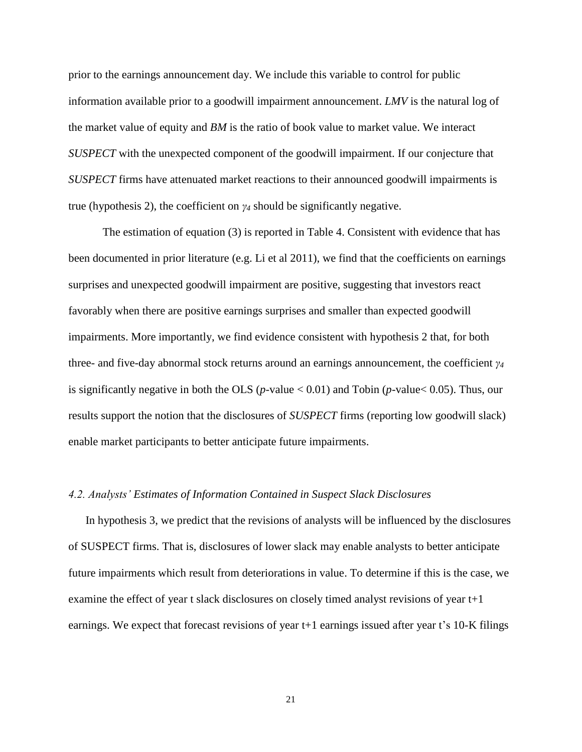prior to the earnings announcement day. We include this variable to control for public information available prior to a goodwill impairment announcement. *LMV* is the natural log of the market value of equity and *BM* is the ratio of book value to market value. We interact *SUSPECT* with the unexpected component of the goodwill impairment. If our conjecture that *SUSPECT* firms have attenuated market reactions to their announced goodwill impairments is true (hypothesis 2), the coefficient on $\gamma_4$ should be significantly negative.

The estimation of equation (3) is reported in Table 4. Consistent with evidence that has been documented in prior literature (e.g. Li et al 2011), we find that the coefficients on earnings surprises and unexpected goodwill impairment are positive, suggesting that investors react favorably when there are positive earnings surprises and smaller than expected goodwill impairments. More importantly, we find evidence consistent with hypothesis 2 that, for both three- and five-day abnormal stock returns around an earnings announcement, the coefficient $\gamma_4$ is significantly negative in both the OLS ($p$-value $< 0.01$) and Tobin ($p$-value$< 0.05$). Thus, our results support the notion that the disclosures of *SUSPECT* firms (reporting low goodwill slack) enable market participants to better anticipate future impairments.

### *4.2. Analysts' Estimates of Information Contained in Suspect Slack Disclosures*

In hypothesis 3, we predict that the revisions of analysts will be influenced by the disclosures of SUSPECT firms. That is, disclosures of lower slack may enable analysts to better anticipate future impairments which result from deteriorations in value. To determine if this is the case, we examine the effect of year t slack disclosures on closely timed analyst revisions of year t+1 earnings. We expect that forecast revisions of year t+1 earnings issued after year t's 10-K filings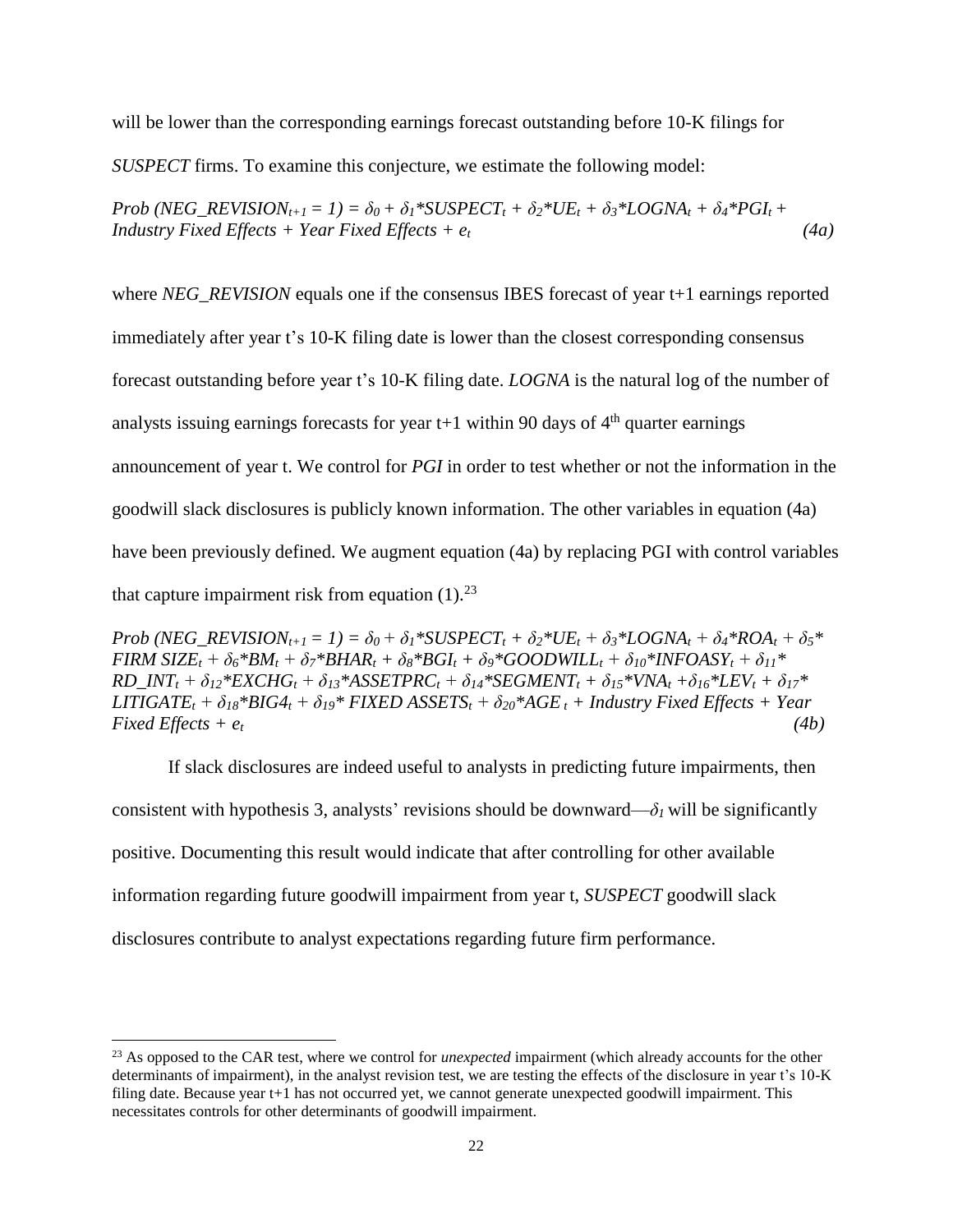will be lower than the corresponding earnings forecast outstanding before 10-K filings for *SUSPECT* firms. To examine this conjecture, we estimate the following model:

$$Prob\ (NEG\_REVISION_{t+1} = 1) = \delta_0 + \delta_1 * SUSPECT_t + \delta_2 * UE_t + \delta_3 * LOGNA_t + \delta_4 * PGI_t + \text{Industry Fixed Effects} + \text{Year Fixed Effects} + e_t \quad (4a)$$

where *NEG_REVISION* equals one if the consensus IBES forecast of year t+1 earnings reported immediately after year t's 10-K filing date is lower than the closest corresponding consensus forecast outstanding before year t's 10-K filing date. *LOGNA* is the natural log of the number of analysts issuing earnings forecasts for year t+1 within 90 days of 4th quarter earnings announcement of year t. We control for *PGI* in order to test whether or not the information in the goodwill slack disclosures is publicly known information. The other variables in equation (4a) have been previously defined. We augment equation (4a) by replacing PGI with control variables that capture impairment risk from equation (1).[23]

$$Prob\ (NEG\_REVISION_{t+1} = 1) = \delta_0 + \delta_1 * SUSPECT_t + \delta_2 * UE_t + \delta_3 * LOGNA_t + \delta_4 * ROA_t + \delta_5 * FIRM\ SIZE_t + \delta_6 * BM_t + \delta_7 * BHAR_t + \delta_8 * BGI_t + \delta_9 * GOODWILL_t + \delta_{10} * INFOASY_t + \delta_{11} * RD\_INT_t + \delta_{12} * EXCHG_t + \delta_{13} * ASSETPRC_t + \delta_{14} * SEGMENT_t + \delta_{15} * VNA_t + \delta_{16} * LEV_t + \delta_{17} * LITIGATE_t + \delta_{18} * BIG4_t + \delta_{19} * FIXED\ ASSETS_t + \delta_{20} * AGE_t + \text{Industry Fixed Effects} + \text{Year Fixed Effects} + e_t \quad (4b)$$

If slack disclosures are indeed useful to analysts in predicting future impairments, then consistent with hypothesis 3, analysts' revisions should be downward—$\delta_1$ will be significantly positive. Documenting this result would indicate that after controlling for other available information regarding future goodwill impairment from year t, *SUSPECT* goodwill slack disclosures contribute to analyst expectations regarding future firm performance.

[23] As opposed to the CAR test, where we control for *unexpected* impairment (which already accounts for the other determinants of impairment), in the analyst revision test, we are testing the effects of the disclosure in year t's 10-K filing date. Because year t+1 has not occurred yet, we cannot generate unexpected goodwill impairment. This necessitates controls for other determinants of goodwill impairment.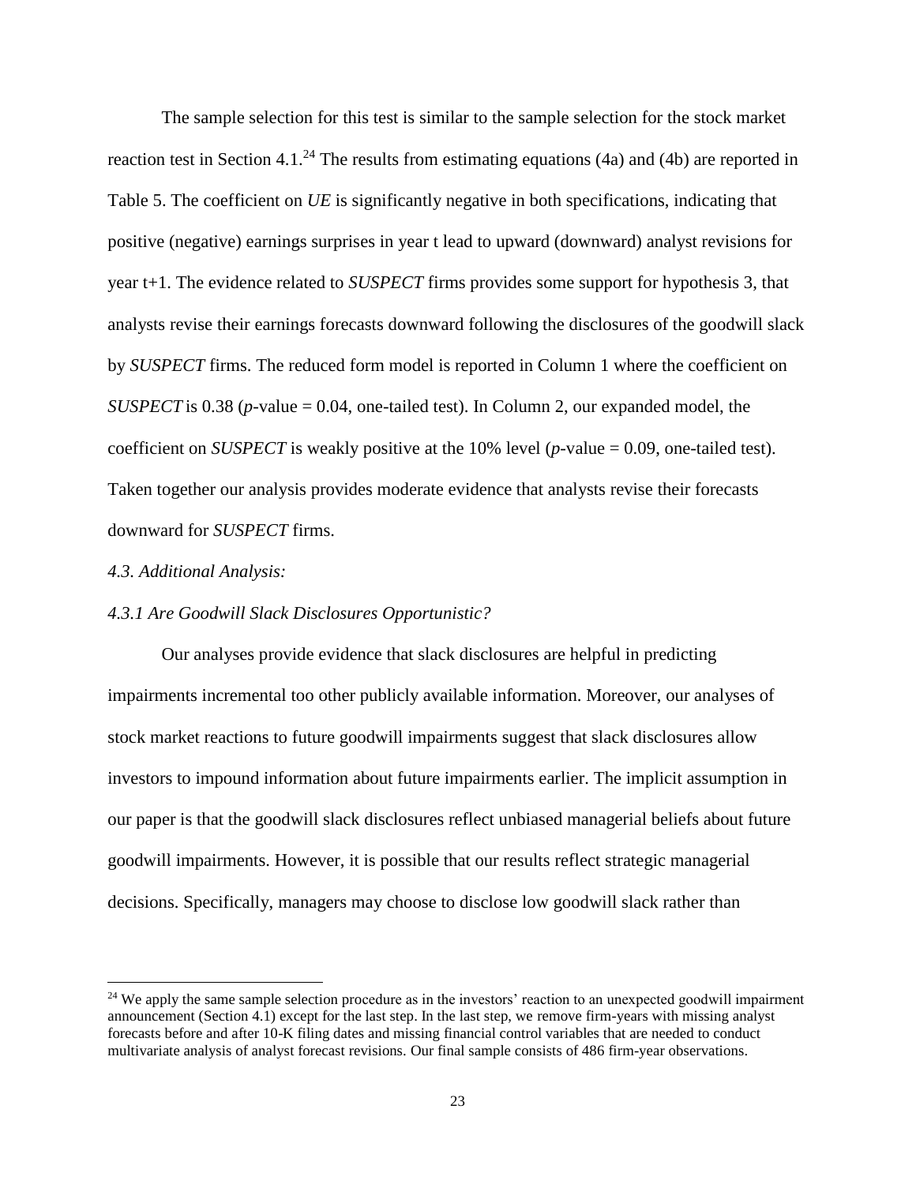The sample selection for this test is similar to the sample selection for the stock market reaction test in Section 4.1.[24] The results from estimating equations (4a) and (4b) are reported in Table 5. The coefficient on *UE* is significantly negative in both specifications, indicating that positive (negative) earnings surprises in year t lead to upward (downward) analyst revisions for year t+1. The evidence related to *SUSPECT* firms provides some support for hypothesis 3, that analysts revise their earnings forecasts downward following the disclosures of the goodwill slack by *SUSPECT* firms. The reduced form model is reported in Column 1 where the coefficient on *SUSPECT* is 0.38 ($p$-value = 0.04, one-tailed test). In Column 2, our expanded model, the coefficient on *SUSPECT* is weakly positive at the 10% level ($p$-value = 0.09, one-tailed test). Taken together our analysis provides moderate evidence that analysts revise their forecasts downward for *SUSPECT* firms.

*4.3. Additional Analysis:*

*4.3.1 Are Goodwill Slack Disclosures Opportunistic?*

Our analyses provide evidence that slack disclosures are helpful in predicting impairments incremental too other publicly available information. Moreover, our analyses of stock market reactions to future goodwill impairments suggest that slack disclosures allow investors to impound information about future impairments earlier. The implicit assumption in our paper is that the goodwill slack disclosures reflect unbiased managerial beliefs about future goodwill impairments. However, it is possible that our results reflect strategic managerial decisions. Specifically, managers may choose to disclose low goodwill slack rather than

[24] We apply the same sample selection procedure as in the investors' reaction to an unexpected goodwill impairment announcement (Section 4.1) except for the last step. In the last step, we remove firm-years with missing analyst forecasts before and after 10-K filing dates and missing financial control variables that are needed to conduct multivariate analysis of analyst forecast revisions. Our final sample consists of 486 firm-year observations.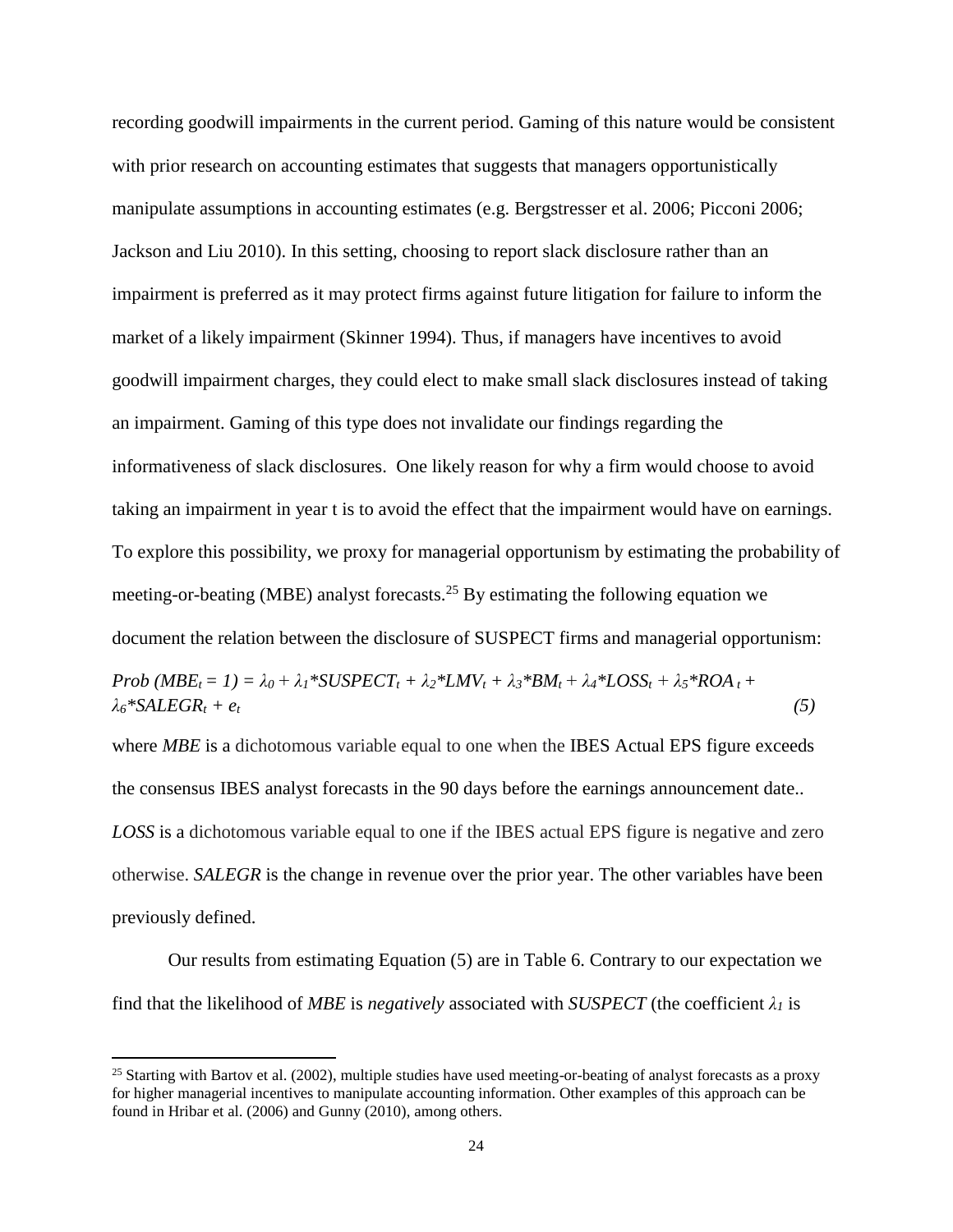recording goodwill impairments in the current period. Gaming of this nature would be consistent with prior research on accounting estimates that suggests that managers opportunistically manipulate assumptions in accounting estimates (e.g. Bergstresser et al. 2006; Picconi 2006; Jackson and Liu 2010). In this setting, choosing to report slack disclosure rather than an impairment is preferred as it may protect firms against future litigation for failure to inform the market of a likely impairment (Skinner 1994). Thus, if managers have incentives to avoid goodwill impairment charges, they could elect to make small slack disclosures instead of taking an impairment. Gaming of this type does not invalidate our findings regarding the informativeness of slack disclosures. One likely reason for why a firm would choose to avoid taking an impairment in year t is to avoid the effect that the impairment would have on earnings. To explore this possibility, we proxy for managerial opportunism by estimating the probability of meeting-or-beating (MBE) analyst forecasts.[25] By estimating the following equation we document the relation between the disclosure of SUSPECT firms and managerial opportunism:

$$Prob\ (MBE_t = 1) = \lambda_0 + \lambda_1*SUSPECT_t + \lambda_2*LMV_t + \lambda_3*BM_t + \lambda_4*LOSS_t + \lambda_5*ROA_t + \lambda_6*SALEGR_t + e_t \quad (5)$$

where *MBE* is a dichotomous variable equal to one when the IBES Actual EPS figure exceeds the consensus IBES analyst forecasts in the 90 days before the earnings announcement date.. *LOSS* is a dichotomous variable equal to one if the IBES actual EPS figure is negative and zero otherwise. *SALEGR* is the change in revenue over the prior year. The other variables have been previously defined.

Our results from estimating Equation (5) are in Table 6. Contrary to our expectation we find that the likelihood of *MBE* is *negatively* associated with *SUSPECT* (the coefficient $\lambda_1$ is

[25] Starting with Bartov et al. (2002), multiple studies have used meeting-or-beating of analyst forecasts as a proxy for higher managerial incentives to manipulate accounting information. Other examples of this approach can be found in Hribar et al. (2006) and Gunny (2010), among others.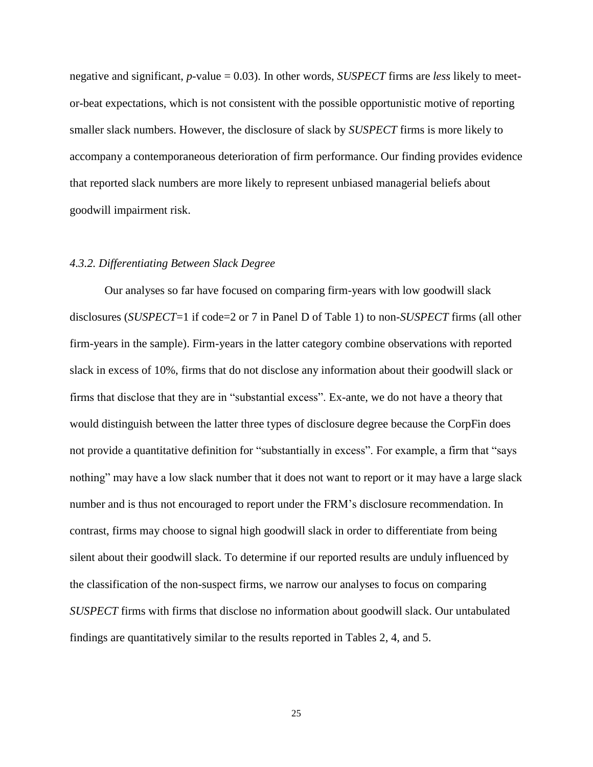negative and significant, *p*-value = 0.03). In other words, *SUSPECT* firms are *less* likely to meet-or-beat expectations, which is not consistent with the possible opportunistic motive of reporting smaller slack numbers. However, the disclosure of slack by *SUSPECT* firms is more likely to accompany a contemporaneous deterioration of firm performance. Our finding provides evidence that reported slack numbers are more likely to represent unbiased managerial beliefs about goodwill impairment risk.

### *4.3.2. Differentiating Between Slack Degree*

Our analyses so far have focused on comparing firm-years with low goodwill slack disclosures (*SUSPECT*=1 if code=2 or 7 in Panel D of Table 1) to non-*SUSPECT* firms (all other firm-years in the sample). Firm-years in the latter category combine observations with reported slack in excess of 10%, firms that do not disclose any information about their goodwill slack or firms that disclose that they are in "substantial excess". Ex-ante, we do not have a theory that would distinguish between the latter three types of disclosure degree because the CorpFin does not provide a quantitative definition for "substantially in excess". For example, a firm that "says nothing" may have a low slack number that it does not want to report or it may have a large slack number and is thus not encouraged to report under the FRM's disclosure recommendation. In contrast, firms may choose to signal high goodwill slack in order to differentiate from being silent about their goodwill slack. To determine if our reported results are unduly influenced by the classification of the non-suspect firms, we narrow our analyses to focus on comparing *SUSPECT* firms with firms that disclose no information about goodwill slack. Our untabulated findings are quantitatively similar to the results reported in Tables 2, 4, and 5.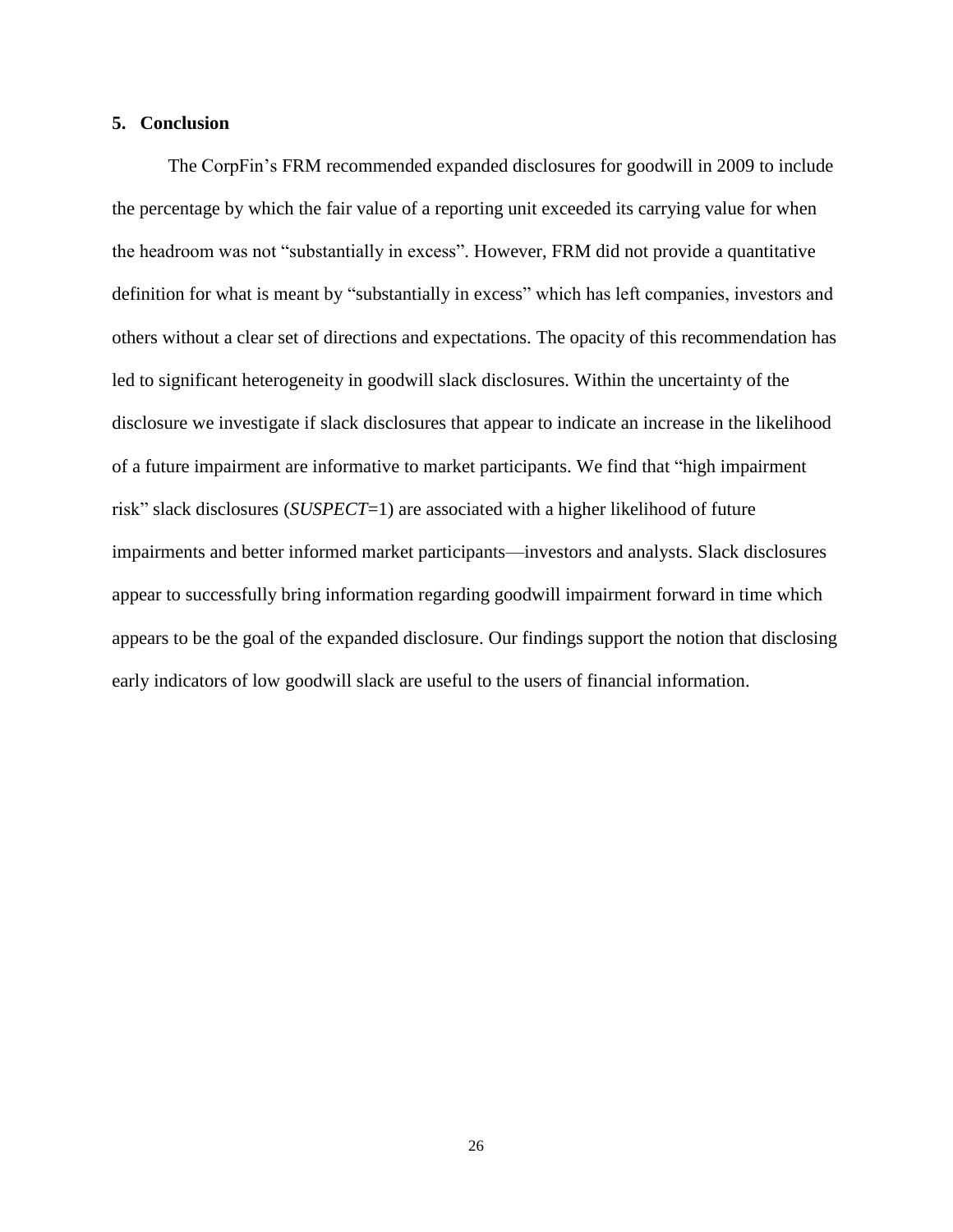## 5. Conclusion

The CorpFin's FRM recommended expanded disclosures for goodwill in 2009 to include the percentage by which the fair value of a reporting unit exceeded its carrying value for when the headroom was not "substantially in excess". However, FRM did not provide a quantitative definition for what is meant by "substantially in excess" which has left companies, investors and others without a clear set of directions and expectations. The opacity of this recommendation has led to significant heterogeneity in goodwill slack disclosures. Within the uncertainty of the disclosure we investigate if slack disclosures that appear to indicate an increase in the likelihood of a future impairment are informative to market participants. We find that "high impairment risk" slack disclosures (*SUSPECT*=1) are associated with a higher likelihood of future impairments and better informed market participants—investors and analysts. Slack disclosures appear to successfully bring information regarding goodwill impairment forward in time which appears to be the goal of the expanded disclosure. Our findings support the notion that disclosing early indicators of low goodwill slack are useful to the users of financial information.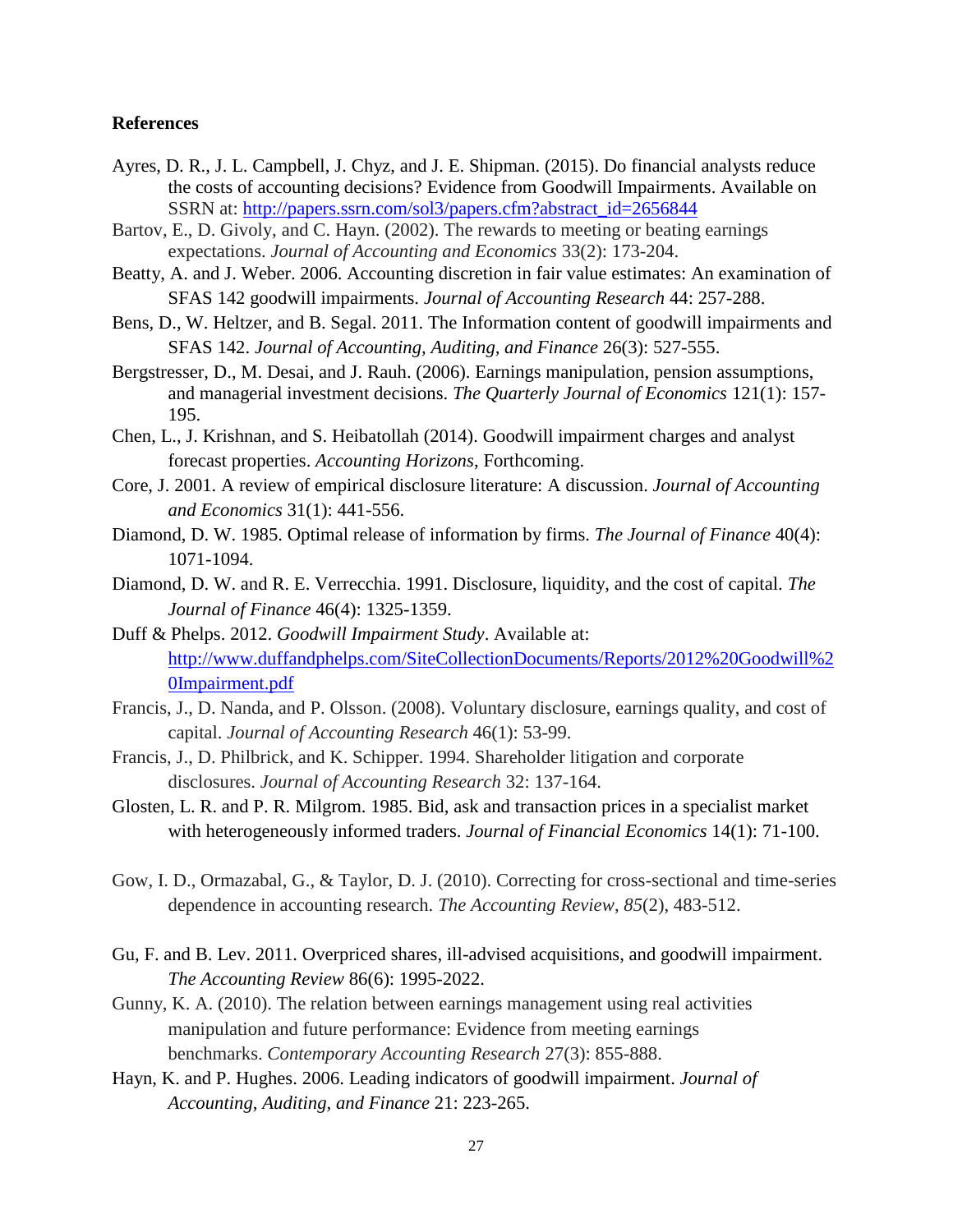## References

Ayres, D. R., J. L. Campbell, J. Chyz, and J. E. Shipman. (2015). Do financial analysts reduce the costs of accounting decisions? Evidence from Goodwill Impairments. Available on SSRN at: http://papers.ssrn.com/sol3/papers.cfm?abstract_id=2656844

Bartov, E., D. Givoly, and C. Hayn. (2002). The rewards to meeting or beating earnings expectations. *Journal of Accounting and Economics* 33(2): 173-204.

Beatty, A. and J. Weber. 2006. Accounting discretion in fair value estimates: An examination of SFAS 142 goodwill impairments. *Journal of Accounting Research* 44: 257-288.

Bens, D., W. Heltzer, and B. Segal. 2011. The Information content of goodwill impairments and SFAS 142. *Journal of Accounting, Auditing, and Finance* 26(3): 527-555.

Bergstresser, D., M. Desai, and J. Rauh. (2006). Earnings manipulation, pension assumptions, and managerial investment decisions. *The Quarterly Journal of Economics* 121(1): 157-195.

Chen, L., J. Krishnan, and S. Heibatollah (2014). Goodwill impairment charges and analyst forecast properties. *Accounting Horizons*, Forthcoming.

Core, J. 2001. A review of empirical disclosure literature: A discussion. *Journal of Accounting and Economics* 31(1): 441-556.

Diamond, D. W. 1985. Optimal release of information by firms. *The Journal of Finance* 40(4): 1071-1094.

Diamond, D. W. and R. E. Verrecchia. 1991. Disclosure, liquidity, and the cost of capital. *The Journal of Finance* 46(4): 1325-1359.

Duff & Phelps. 2012. *Goodwill Impairment Study*. Available at: http://www.duffandphelps.com/SiteCollectionDocuments/Reports/2012%20Goodwill%20Impairment.pdf

Francis, J., D. Nanda, and P. Olsson. (2008). Voluntary disclosure, earnings quality, and cost of capital. *Journal of Accounting Research* 46(1): 53-99.

Francis, J., D. Philbrick, and K. Schipper. 1994. Shareholder litigation and corporate disclosures. *Journal of Accounting Research* 32: 137-164.

Glosten, L. R. and P. R. Milgrom. 1985. Bid, ask and transaction prices in a specialist market with heterogeneously informed traders. *Journal of Financial Economics* 14(1): 71-100.

Gow, I. D., Ormazabal, G., & Taylor, D. J. (2010). Correcting for cross-sectional and time-series dependence in accounting research. *The Accounting Review*, *85*(2), 483-512.

Gu, F. and B. Lev. 2011. Overpriced shares, ill-advised acquisitions, and goodwill impairment. *The Accounting Review* 86(6): 1995-2022.

Gunny, K. A. (2010). The relation between earnings management using real activities manipulation and future performance: Evidence from meeting earnings benchmarks. *Contemporary Accounting Research* 27(3): 855-888.

Hayn, K. and P. Hughes. 2006. Leading indicators of goodwill impairment. *Journal of Accounting, Auditing, and Finance* 21: 223-265.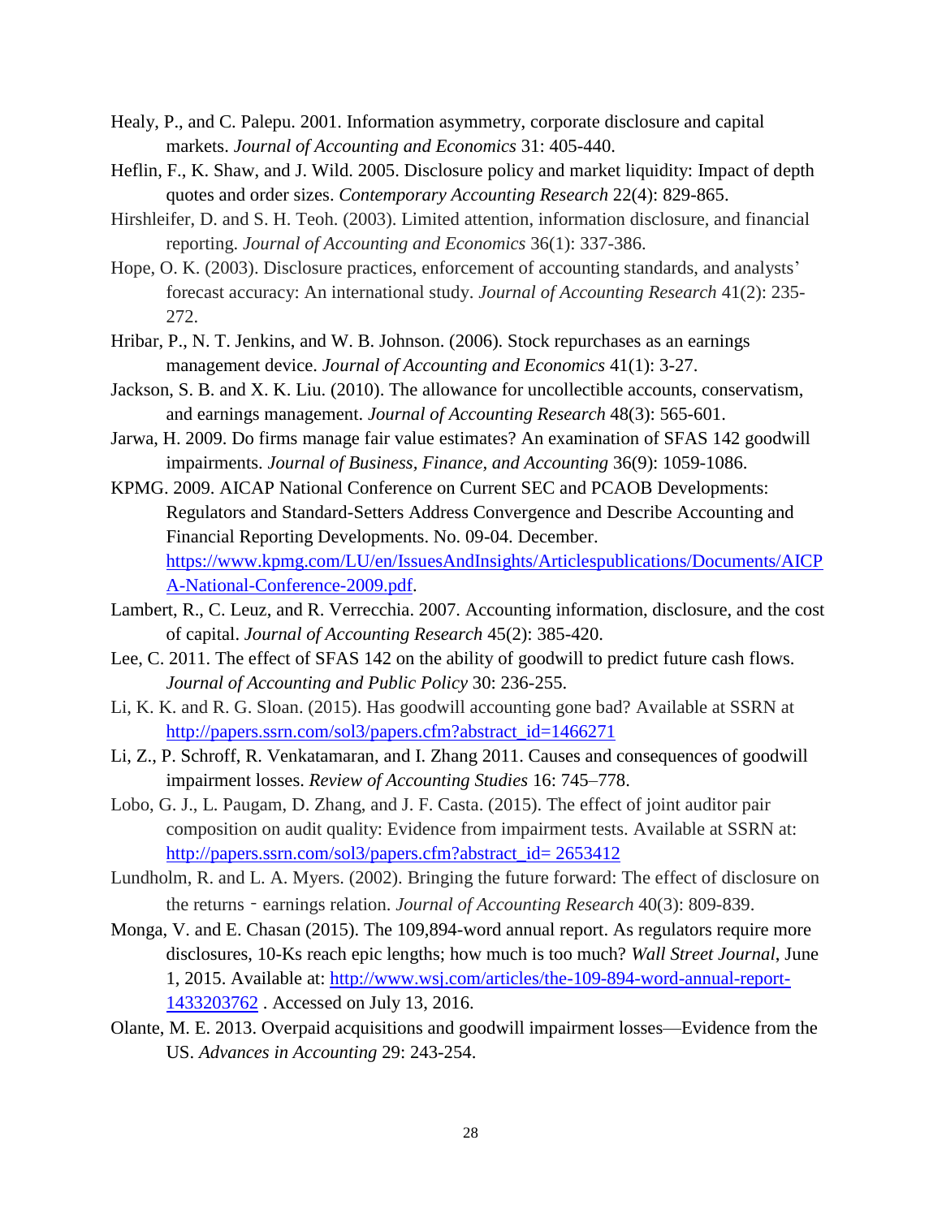Healy, P., and C. Palepu. 2001. Information asymmetry, corporate disclosure and capital markets. *Journal of Accounting and Economics* 31: 405-440.

Heflin, F., K. Shaw, and J. Wild. 2005. Disclosure policy and market liquidity: Impact of depth quotes and order sizes. *Contemporary Accounting Research* 22(4): 829-865.

Hirshleifer, D. and S. H. Teoh. (2003). Limited attention, information disclosure, and financial reporting. *Journal of Accounting and Economics* 36(1): 337-386.

Hope, O. K. (2003). Disclosure practices, enforcement of accounting standards, and analysts' forecast accuracy: An international study. *Journal of Accounting Research* 41(2): 235-272.

Hribar, P., N. T. Jenkins, and W. B. Johnson. (2006). Stock repurchases as an earnings management device. *Journal of Accounting and Economics* 41(1): 3-27.

Jackson, S. B. and X. K. Liu. (2010). The allowance for uncollectible accounts, conservatism, and earnings management. *Journal of Accounting Research* 48(3): 565-601.

Jarwa, H. 2009. Do firms manage fair value estimates? An examination of SFAS 142 goodwill impairments. *Journal of Business, Finance, and Accounting* 36(9): 1059-1086.

KPMG. 2009. AICAP National Conference on Current SEC and PCAOB Developments: Regulators and Standard-Setters Address Convergence and Describe Accounting and Financial Reporting Developments. No. 09-04. December. https://www.kpmg.com/LU/en/IssuesAndInsights/Articlespublications/Documents/AICPA-National-Conference-2009.pdf.

Lambert, R., C. Leuz, and R. Verrecchia. 2007. Accounting information, disclosure, and the cost of capital. *Journal of Accounting Research* 45(2): 385-420.

Lee, C. 2011. The effect of SFAS 142 on the ability of goodwill to predict future cash flows. *Journal of Accounting and Public Policy* 30: 236-255.

Li, K. K. and R. G. Sloan. (2015). Has goodwill accounting gone bad? Available at SSRN at http://papers.ssrn.com/sol3/papers.cfm?abstract_id=1466271

Li, Z., P. Schroff, R. Venkatamaran, and I. Zhang 2011. Causes and consequences of goodwill impairment losses. *Review of Accounting Studies* 16: 745–778.

Lobo, G. J., L. Paugam, D. Zhang, and J. F. Casta. (2015). The effect of joint auditor pair composition on audit quality: Evidence from impairment tests. Available at SSRN at: http://papers.ssrn.com/sol3/papers.cfm?abstract_id= 2653412

Lundholm, R. and L. A. Myers. (2002). Bringing the future forward: The effect of disclosure on the returns ‑ earnings relation. *Journal of Accounting Research* 40(3): 809-839.

Monga, V. and E. Chasan (2015). The 109,894-word annual report. As regulators require more disclosures, 10-Ks reach epic lengths; how much is too much? *Wall Street Journal*, June 1, 2015. Available at: http://www.wsj.com/articles/the-109-894-word-annual-report-1433203762 . Accessed on July 13, 2016.

Olante, M. E. 2013. Overpaid acquisitions and goodwill impairment losses—Evidence from the US. *Advances in Accounting* 29: 243-254.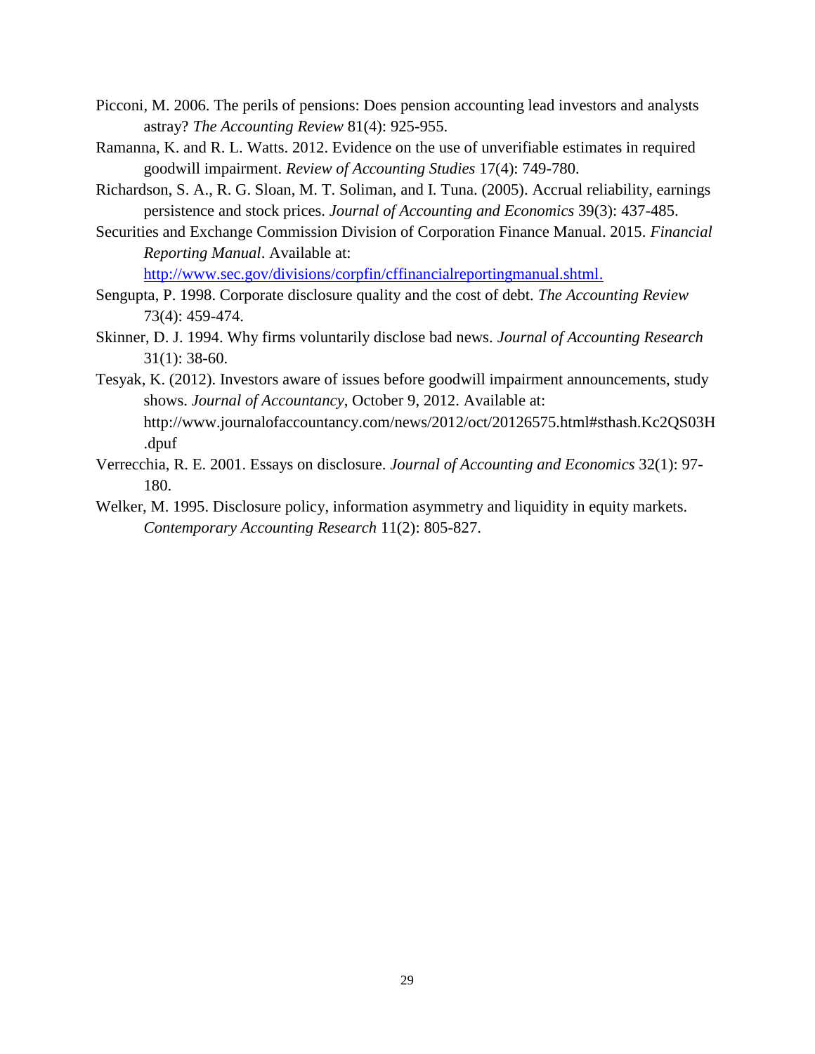Picconi, M. 2006. The perils of pensions: Does pension accounting lead investors and analysts astray? *The Accounting Review* 81(4): 925-955.

Ramanna, K. and R. L. Watts. 2012. Evidence on the use of unverifiable estimates in required goodwill impairment. *Review of Accounting Studies* 17(4): 749-780.

Richardson, S. A., R. G. Sloan, M. T. Soliman, and I. Tuna. (2005). Accrual reliability, earnings persistence and stock prices. *Journal of Accounting and Economics* 39(3): 437-485.

Securities and Exchange Commission Division of Corporation Finance Manual. 2015. *Financial Reporting Manual*. Available at: http://www.sec.gov/divisions/corpfin/cffinancialreportingmanual.shtml.

Sengupta, P. 1998. Corporate disclosure quality and the cost of debt. *The Accounting Review* 73(4): 459-474.

Skinner, D. J. 1994. Why firms voluntarily disclose bad news. *Journal of Accounting Research* 31(1): 38-60.

Tesyak, K. (2012). Investors aware of issues before goodwill impairment announcements, study shows. *Journal of Accountancy*, October 9, 2012. Available at: http://www.journalofaccountancy.com/news/2012/oct/20126575.html#sthash.Kc2QS03H.dpuf

Verrecchia, R. E. 2001. Essays on disclosure. *Journal of Accounting and Economics* 32(1): 97-180.

Welker, M. 1995. Disclosure policy, information asymmetry and liquidity in equity markets. *Contemporary Accounting Research* 11(2): 805-827.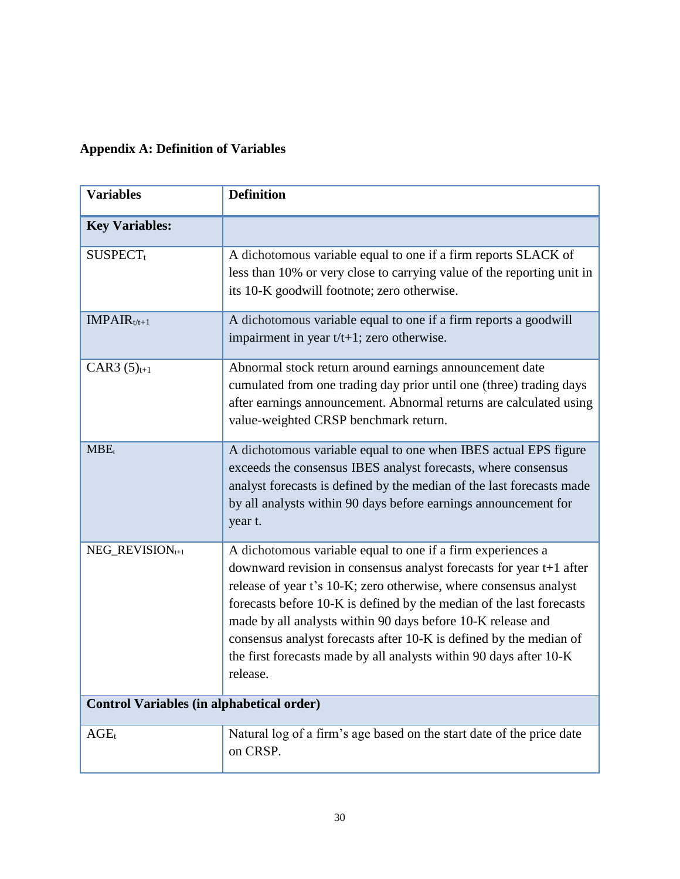**Appendix A: Definition of Variables**

| Variables | Definition |
|---|---|
| **Key Variables:** | |
| $SUSPECT_t$ | A dichotomous variable equal to one if a firm reports SLACK of less than 10% or very close to carrying value of the reporting unit in its 10-K goodwill footnote; zero otherwise. |
| $IMPAIR_{t/t+1}$ | A dichotomous variable equal to one if a firm reports a goodwill impairment in year t/t+1; zero otherwise. |
| $CAR3\ (5)_{t+1}$ | Abnormal stock return around earnings announcement date cumulated from one trading day prior until one (three) trading days after earnings announcement. Abnormal returns are calculated using value-weighted CRSP benchmark return. |
| $MBE_t$ | A dichotomous variable equal to one when IBES actual EPS figure exceeds the consensus IBES analyst forecasts, where consensus analyst forecasts is defined by the median of the last forecasts made by all analysts within 90 days before earnings announcement for year t. |
| $NEG\_REVISION_{t+1}$ | A dichotomous variable equal to one if a firm experiences a downward revision in consensus analyst forecasts for year t+1 after release of year t's 10-K; zero otherwise, where consensus analyst forecasts before 10-K is defined by the median of the last forecasts made by all analysts within 90 days before 10-K release and consensus analyst forecasts after 10-K is defined by the median of the first forecasts made by all analysts within 90 days after 10-K release. |
| **Control Variables (in alphabetical order)** | |
| $AGE_t$ | Natural log of a firm's age based on the start date of the price date on CRSP. |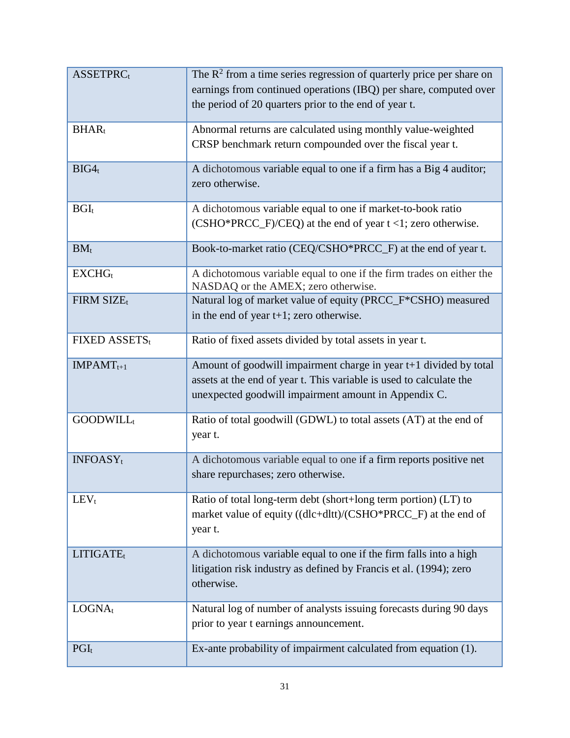| | |
|---|---|
| $ASSETPRC_t$ | The $R^2$ from a time series regression of quarterly price per share on earnings from continued operations (IBQ) per share, computed over the period of 20 quarters prior to the end of year t. |
| $BHAR_t$ | Abnormal returns are calculated using monthly value-weighted CRSP benchmark return compounded over the fiscal year t. |
| $BIG4_t$ | A dichotomous variable equal to one if a firm has a Big 4 auditor; zero otherwise. |
| $BGI_t$ | A dichotomous variable equal to one if market-to-book ratio (CSHO*PRCC_F)/CEQ) at the end of year t <1; zero otherwise. |
| $BM_t$ | Book-to-market ratio (CEQ/CSHO*PRCC_F) at the end of year t. |
| $EXCHG_t$ | A dichotomous variable equal to one if the firm trades on either the NASDAQ or the AMEX; zero otherwise. |
| FIRM $SIZE_t$ | Natural log of market value of equity (PRCC_F*CSHO) measured in the end of year t+1; zero otherwise. |
| FIXED $ASSETS_t$ | Ratio of fixed assets divided by total assets in year t. |
| $IMPAMT_{t+1}$ | Amount of goodwill impairment charge in year t+1 divided by total assets at the end of year t. This variable is used to calculate the unexpected goodwill impairment amount in Appendix C. |
| $GOODWILL_t$ | Ratio of total goodwill (GDWL) to total assets (AT) at the end of year t. |
| $INFOASY_t$ | A dichotomous variable equal to one if a firm reports positive net share repurchases; zero otherwise. |
| $LEV_t$ | Ratio of total long-term debt (short+long term portion) (LT) to market value of equity ((dlc+dltt)/(CSHO*PRCC_F) at the end of year t. |
| $LITIGATE_t$ | A dichotomous variable equal to one if the firm falls into a high litigation risk industry as defined by Francis et al. (1994); zero otherwise. |
| $LOGNA_t$ | Natural log of number of analysts issuing forecasts during 90 days prior to year t earnings announcement. |
| $PGI_t$ | Ex-ante probability of impairment calculated from equation (1). |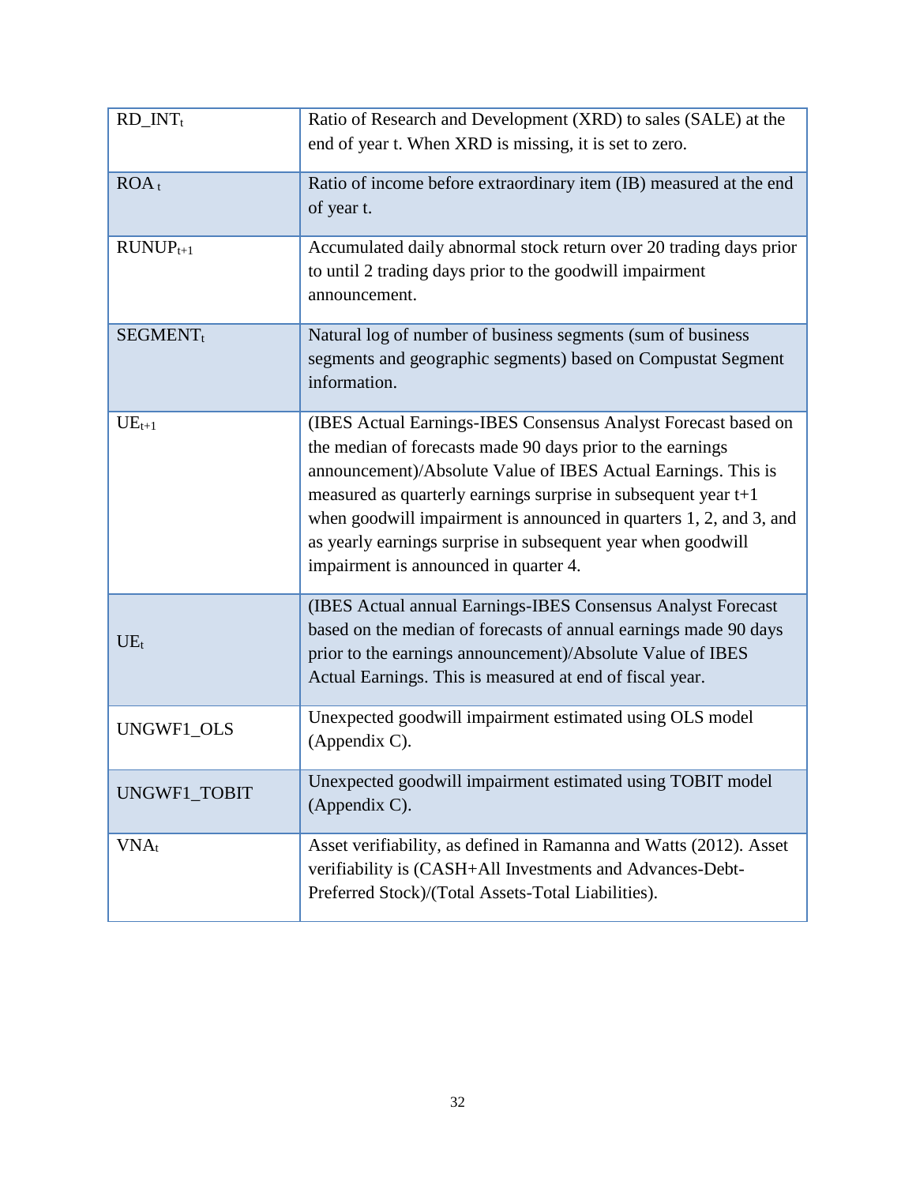| | |
|---|---|
| $RD\_INT_t$ | Ratio of Research and Development (XRD) to sales (SALE) at the end of year t. When XRD is missing, it is set to zero. |
| $ROA_t$ | Ratio of income before extraordinary item (IB) measured at the end of year t. |
| $RUNUP_{t+1}$ | Accumulated daily abnormal stock return over 20 trading days prior to until 2 trading days prior to the goodwill impairment announcement. |
| $SEGMENT_t$ | Natural log of number of business segments (sum of business segments and geographic segments) based on Compustat Segment information. |
| $UE_{t+1}$ | (IBES Actual Earnings-IBES Consensus Analyst Forecast based on the median of forecasts made 90 days prior to the earnings announcement)/Absolute Value of IBES Actual Earnings. This is measured as quarterly earnings surprise in subsequent year t+1 when goodwill impairment is announced in quarters 1, 2, and 3, and as yearly earnings surprise in subsequent year when goodwill impairment is announced in quarter 4. |
| $UE_t$ | (IBES Actual annual Earnings-IBES Consensus Analyst Forecast based on the median of forecasts of annual earnings made 90 days prior to the earnings announcement)/Absolute Value of IBES Actual Earnings. This is measured at end of fiscal year. |
| UNGWF1_OLS | Unexpected goodwill impairment estimated using OLS model (Appendix C). |
| UNGWF1_TOBIT | Unexpected goodwill impairment estimated using TOBIT model (Appendix C). |
| $VNA_t$ | Asset verifiability, as defined in Ramanna and Watts (2012). Asset verifiability is (CASH+All Investments and Advances-Debt-Preferred Stock)/(Total Assets-Total Liabilities). |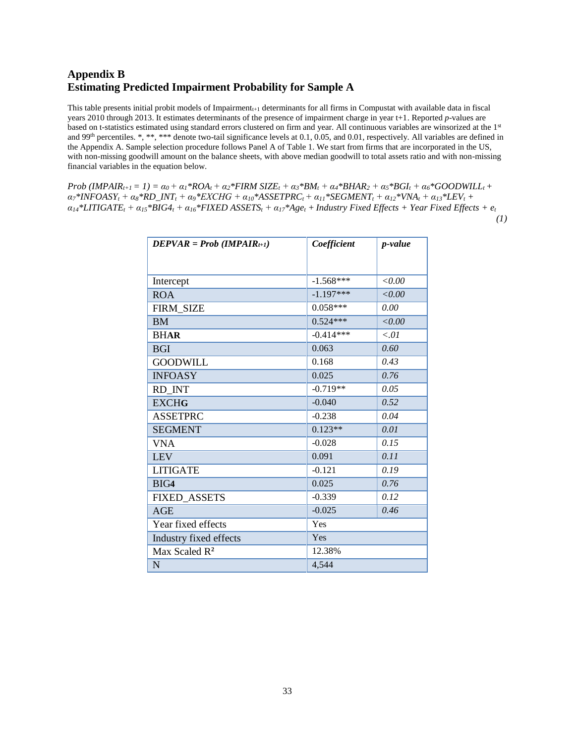# Appendix B
# Estimating Predicted Impairment Probability for Sample A

This table presents initial probit models of $Impairment_{t+1}$ determinants for all firms in Compustat with available data in fiscal years 2010 through 2013. It estimates determinants of the presence of impairment charge in year t+1. Reported *p*-values are based on t-statistics estimated using standard errors clustered on firm and year. All continuous variables are winsorized at the 1st and 99th percentiles. *, **, *** denote two-tail significance levels at 0.1, 0.05, and 0.01, respectively. All variables are defined in the Appendix A. Sample selection procedure follows Panel A of Table 1. We start from firms that are incorporated in the US, with non-missing goodwill amount on the balance sheets, with above median goodwill to total assets ratio and with non-missing financial variables in the equation below.

$$Prob\,(IMPAIR_{t+1} = 1) = \alpha_0 + \alpha_1{*}ROA_t + \alpha_2{*}FIRM\ SIZE_t + \alpha_3{*}BM_t + \alpha_4{*}BHAR_2 + \alpha_5{*}BGI_t + \alpha_6{*}GOODWILL_t + \alpha_7{*}INFOASY_t + \alpha_8{*}RD\_INT_t + \alpha_9{*}EXCHG + \alpha_{10}{*}ASSETPRC_t + \alpha_{11}{*}SEGMENT_t + \alpha_{12}{*}VNA_t + \alpha_{13}{*}LEV_t + \alpha_{14}{*}LITIGATE_t + \alpha_{15}{*}BIG4_t + \alpha_{16}{*}FIXED\ ASSETS_t + \alpha_{17}{*}Age_t + Industry\ Fixed\ Effects + Year\ Fixed\ Effects + e_t \quad (1)$$

| ***DEPVAR = Prob ($IMPAIR_{t+1}$)*** | ***Coefficient*** | ***p-value*** |
|---|---|---|
| Intercept | -1.568*** | *<0.00* |
| ROA | -1.197*** | *<0.00* |
| FIRM_SIZE | 0.058*** | *0.00* |
| BM | 0.524*** | *<0.00* |
| BHAR | -0.414*** | *<.01* |
| BGI | 0.063 | *0.60* |
| GOODWILL | 0.168 | *0.43* |
| INFOASY | 0.025 | *0.76* |
| RD_INT | -0.719** | *0.05* |
| EXCHG | -0.040 | *0.52* |
| ASSETPRC | -0.238 | *0.04* |
| SEGMENT | 0.123** | *0.01* |
| VNA | -0.028 | *0.15* |
| LEV | 0.091 | *0.11* |
| LITIGATE | -0.121 | *0.19* |
| BIG4 | 0.025 | *0.76* |
| FIXED_ASSETS | -0.339 | *0.12* |
| AGE | -0.025 | *0.46* |
| Year fixed effects | Yes | |
| Industry fixed effects | Yes | |
| Max Scaled $R^2$ | 12.38% | |
| N | 4,544 | |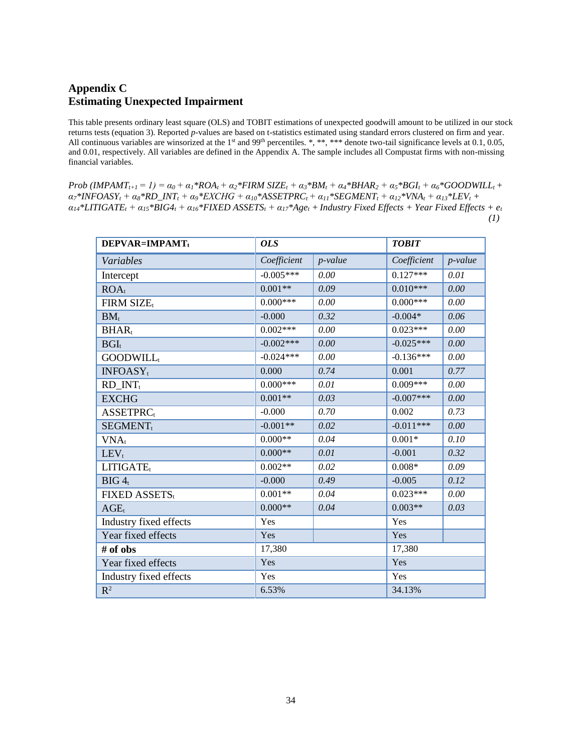## Appendix C
## Estimating Unexpected Impairment

This table presents ordinary least square (OLS) and TOBIT estimations of unexpected goodwill amount to be utilized in our stock returns tests (equation 3). Reported *p*-values are based on t-statistics estimated using standard errors clustered on firm and year. All continuous variables are winsorized at the 1[st] and 99[th] percentiles. *, **, *** denote two-tail significance levels at 0.1, 0.05, and 0.01, respectively. All variables are defined in the Appendix A. The sample includes all Compustat firms with non-missing financial variables.

$$Prob\ (IMPAMT_{t+1} = 1) = \alpha_0 + \alpha_1{*}ROA_t + \alpha_2{*}FIRM\ SIZE_t + \alpha_3{*}BM_t + \alpha_4{*}BHAR_2 + \alpha_5{*}BGI_t + \alpha_6{*}GOODWILL_t + \alpha_7{*}INFOASY_t + \alpha_8{*}RD\_INT_t + \alpha_9{*}EXCHG + \alpha_{10}{*}ASSETPRC_t + \alpha_{11}{*}SEGMENT_t + \alpha_{12}{*}VNA_t + \alpha_{13}{*}LEV_t + \alpha_{14}{*}LITIGATE_t + \alpha_{15}{*}BIG4_t + \alpha_{16}{*}FIXED\ ASSETS_t + \alpha_{17}{*}Age_t + Industry\ Fixed\ Effects + Year\ Fixed\ Effects + e_t \quad (1)$$

| **DEPVAR=IMPAMT$_t$** | ***OLS*** | | ***TOBIT*** | |
|---|---|---|---|---|
| *Variables* | *Coefficient* | *p-value* | *Coefficient* | *p-value* |
| Intercept | -0.005*** | *0.00* | 0.127*** | *0.01* |
| ROA$_t$ | 0.001** | *0.09* | 0.010*** | *0.00* |
| FIRM SIZE$_t$ | 0.000*** | *0.00* | 0.000*** | *0.00* |
| BM$_t$ | -0.000 | *0.32* | -0.004* | *0.06* |
| BHAR$_t$ | 0.002*** | *0.00* | 0.023*** | *0.00* |
| BGI$_t$ | -0.002*** | *0.00* | -0.025*** | *0.00* |
| GOODWILL$_t$ | -0.024*** | *0.00* | -0.136*** | *0.00* |
| INFOASY$_t$ | 0.000 | *0.74* | 0.001 | *0.77* |
| RD_INT$_t$ | 0.000*** | *0.01* | 0.009*** | *0.00* |
| EXCHG | 0.001** | *0.03* | -0.007*** | *0.00* |
| ASSETPRC$_t$ | -0.000 | *0.70* | 0.002 | *0.73* |
| SEGMENT$_t$ | -0.001** | *0.02* | -0.011*** | *0.00* |
| VNA$_t$ | 0.000** | *0.04* | 0.001* | *0.10* |
| LEV$_t$ | 0.000** | *0.01* | -0.001 | *0.32* |
| LITIGATE$_t$ | 0.002** | *0.02* | 0.008* | *0.09* |
| BIG 4$_t$ | -0.000 | *0.49* | -0.005 | *0.12* |
| FIXED ASSETS$_t$ | 0.001** | *0.04* | 0.023*** | *0.00* |
| AGE$_t$ | 0.000** | *0.04* | 0.003** | *0.03* |
| Industry fixed effects | Yes | | Yes | |
| Year fixed effects | Yes | | Yes | |
| **# of obs** | 17,380 | | 17,380 | |
| Year fixed effects | Yes | | Yes | |
| Industry fixed effects | Yes | | Yes | |
| $R^2$ | 6.53% | | 34.13% | |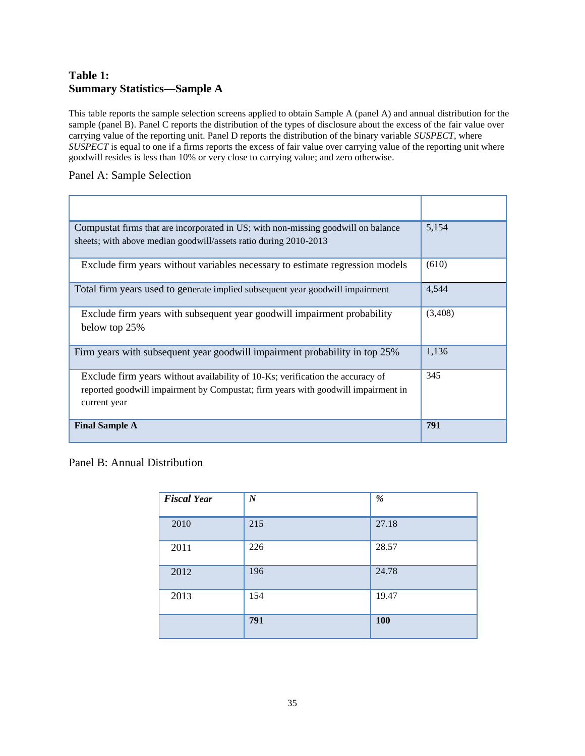## Table 1:
## Summary Statistics—Sample A

This table reports the sample selection screens applied to obtain Sample A (panel A) and annual distribution for the sample (panel B). Panel C reports the distribution of the types of disclosure about the excess of the fair value over carrying value of the reporting unit. Panel D reports the distribution of the binary variable *SUSPECT*, where *SUSPECT* is equal to one if a firms reports the excess of fair value over carrying value of the reporting unit where goodwill resides is less than 10% or very close to carrying value; and zero otherwise.

Panel A: Sample Selection

| | |
|---|---|
| Compustat firms that are incorporated in US; with non-missing goodwill on balance sheets; with above median goodwill/assets ratio during 2010-2013 | 5,154 |
| Exclude firm years without variables necessary to estimate regression models | (610) |
| Total firm years used to generate implied subsequent year goodwill impairment | 4,544 |
| Exclude firm years with subsequent year goodwill impairment probability below top 25% | (3,408) |
| Firm years with subsequent year goodwill impairment probability in top 25% | 1,136 |
| Exclude firm years without availability of 10-Ks; verification the accuracy of reported goodwill impairment by Compustat; firm years with goodwill impairment in current year | 345 |
| **Final Sample A** | **791** |

Panel B: Annual Distribution

| ***Fiscal Year*** | ***N*** | ***%*** |
|---|---|---|
| 2010 | 215 | 27.18 |
| 2011 | 226 | 28.57 |
| 2012 | 196 | 24.78 |
| 2013 | 154 | 19.47 |
| | **791** | **100** |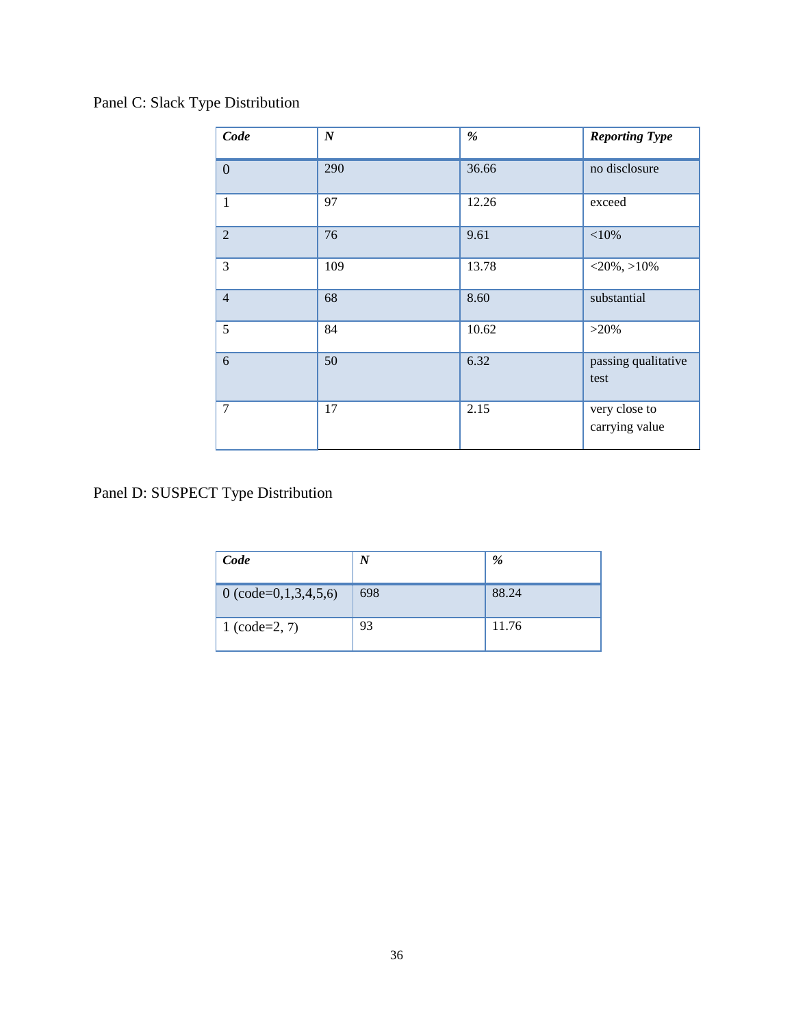Panel C: Slack Type Distribution

| ***Code*** | ***N*** | ***%*** | ***Reporting Type*** |
|---|---|---|---|
| 0 | 290 | 36.66 | no disclosure |
| 1 | 97 | 12.26 | exceed |
| 2 | 76 | 9.61 | <10% |
| 3 | 109 | 13.78 | <20%, >10% |
| 4 | 68 | 8.60 | substantial |
| 5 | 84 | 10.62 | >20% |
| 6 | 50 | 6.32 | passing qualitative test |
| 7 | 17 | 2.15 | very close to carrying value |

Panel D: SUSPECT Type Distribution

| ***Code*** | ***N*** | ***%*** |
|---|---|---|
| 0 (code=0,1,3,4,5,6) | 698 | 88.24 |
| 1 (code=2, 7) | 93 | 11.76 |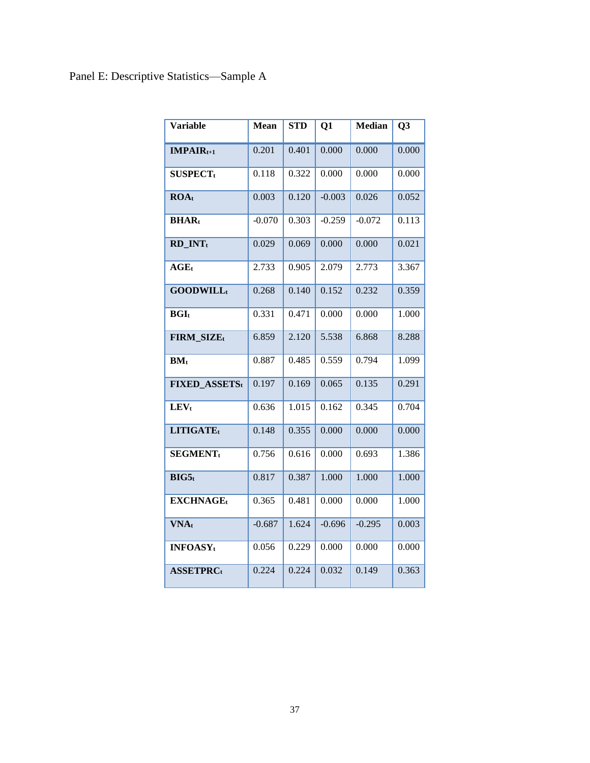Panel E: Descriptive Statistics—Sample A

| Variable | Mean | STD | Q1 | Median | Q3 |
|---|---|---|---|---|---|
| **$IMPAIR_{t+1}$** | 0.201 | 0.401 | 0.000 | 0.000 | 0.000 |
| **$SUSPECT_t$** | 0.118 | 0.322 | 0.000 | 0.000 | 0.000 |
| **$ROA_t$** | 0.003 | 0.120 | -0.003 | 0.026 | 0.052 |
| **$BHAR_t$** | -0.070 | 0.303 | -0.259 | -0.072 | 0.113 |
| **$RD\_INT_t$** | 0.029 | 0.069 | 0.000 | 0.000 | 0.021 |
| **$AGE_t$** | 2.733 | 0.905 | 2.079 | 2.773 | 3.367 |
| **$GOODWILL_t$** | 0.268 | 0.140 | 0.152 | 0.232 | 0.359 |
| **$BGI_t$** | 0.331 | 0.471 | 0.000 | 0.000 | 1.000 |
| **$FIRM\_SIZE_t$** | 6.859 | 2.120 | 5.538 | 6.868 | 8.288 |
| **$BM_t$** | 0.887 | 0.485 | 0.559 | 0.794 | 1.099 |
| **$FIXED\_ASSETS_t$** | 0.197 | 0.169 | 0.065 | 0.135 | 0.291 |
| **$LEV_t$** | 0.636 | 1.015 | 0.162 | 0.345 | 0.704 |
| **$LITIGATE_t$** | 0.148 | 0.355 | 0.000 | 0.000 | 0.000 |
| **$SEGMENT_t$** | 0.756 | 0.616 | 0.000 | 0.693 | 1.386 |
| **$BIG5_t$** | 0.817 | 0.387 | 1.000 | 1.000 | 1.000 |
| **$EXCHNAGE_t$** | 0.365 | 0.481 | 0.000 | 0.000 | 1.000 |
| **$VNA_t$** | -0.687 | 1.624 | -0.696 | -0.295 | 0.003 |
| **$INFOASY_t$** | 0.056 | 0.229 | 0.000 | 0.000 | 0.000 |
| **$ASSETPRC_t$** | 0.224 | 0.224 | 0.032 | 0.149 | 0.363 |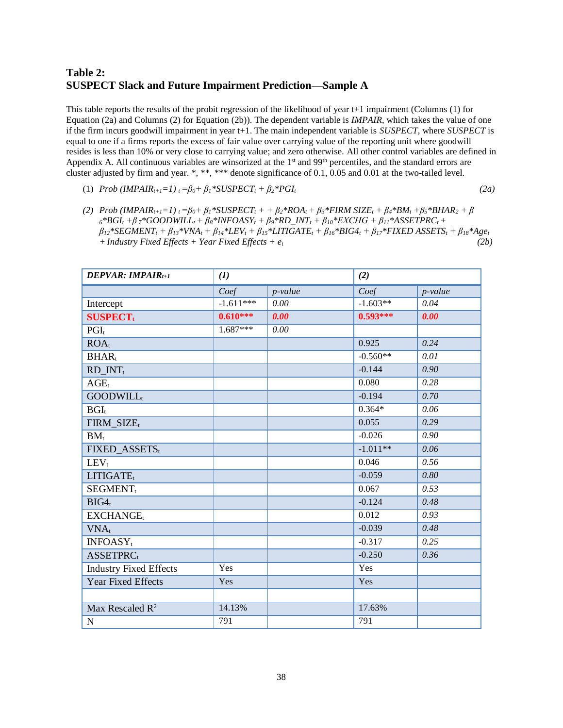## Table 2:
## SUSPECT Slack and Future Impairment Prediction—Sample A

This table reports the results of the probit regression of the likelihood of year t+1 impairment (Columns (1) for Equation (2a) and Columns (2) for Equation (2b)). The dependent variable is *IMPAIR*, which takes the value of one if the firm incurs goodwill impairment in year t+1. The main independent variable is *SUSPECT*, where *SUSPECT* is equal to one if a firms reports the excess of fair value over carrying value of the reporting unit where goodwill resides is less than 10% or very close to carrying value; and zero otherwise. All other control variables are defined in Appendix A. All continuous variables are winsorized at the 1st and 99th percentiles, and the standard errors are cluster adjusted by firm and year. *, **, *** denote significance of 0.1, 0.05 and 0.01 at the two-tailed level.

(1) $Prob\ (IMPAIR_{t+1}=1)_t = \beta_0 + \beta_1 * SUSPECT_t + \beta_2 * PGI_t$ (2a)

(2) $Prob\ (IMPAIR_{t+1}=1)_t = \beta_0 + \beta_1 * SUSPECT_t + + \beta_2 * ROA_t + \beta_3 * FIRM\ SIZE_t + \beta_4 * BM_t + \beta_5 * BHAR_2 + \beta_6 * BGI_t + \beta_7 * GOODWILL_t + \beta_8 * INFOASY_t + \beta_9 * RD\_INT_t + \beta_{10} * EXCHG + \beta_{11} * ASSETPRC_t + \beta_{12} * SEGMENT_t + \beta_{13} * VNA_t + \beta_{14} * LEV_t + \beta_{15} * LITIGATE_t + \beta_{16} * BIG4_t + \beta_{17} * FIXED\ ASSETS_t + \beta_{18} * Age_t + Industry\ Fixed\ Effects + Year\ Fixed\ Effects + e_t$ (2b)

| DEPVAR: $IMPAIR_{t+1}$ | (1) | | (2) | |
|---|---|---|---|---|
| | *Coef* | *p-value* | *Coef* | *p-value* |
| Intercept | -1.611*** | 0.00 | -1.603** | 0.04 |
| **$SUSPECT_t$** | **0.610*****| **0.00** | **0.593***** | **0.00** |
| $PGI_t$ | 1.687*** | 0.00 | | |
| $ROA_t$ | | | 0.925 | 0.24 |
| $BHAR_t$ | | | -0.560** | 0.01 |
| $RD\_INT_t$ | | | -0.144 | 0.90 |
| $AGE_t$ | | | 0.080 | 0.28 |
| $GOODWILL_t$ | | | -0.194 | 0.70 |
| $BGI_t$ | | | 0.364* | 0.06 |
| $FIRM\_SIZE_t$ | | | 0.055 | 0.29 |
| $BM_t$ | | | -0.026 | 0.90 |
| $FIXED\_ASSETS_t$ | | | -1.011** | 0.06 |
| $LEV_t$ | | | 0.046 | 0.56 |
| $LITIGATE_t$ | | | -0.059 | 0.80 |
| $SEGMENT_t$ | | | 0.067 | 0.53 |
| $BIG4_t$ | | | -0.124 | 0.48 |
| $EXCHANGE_t$ | | | 0.012 | 0.93 |
| $VNA_t$ | | | -0.039 | 0.48 |
| $INFOASY_t$ | | | -0.317 | 0.25 |
| $ASSETPRC_t$ | | | -0.250 | 0.36 |
| Industry Fixed Effects | Yes | | Yes | |
| Year Fixed Effects | Yes | | Yes | |
| | | | | |
| Max Rescaled $R^2$ | 14.13% | | 17.63% | |
| N | 791 | | 791 | |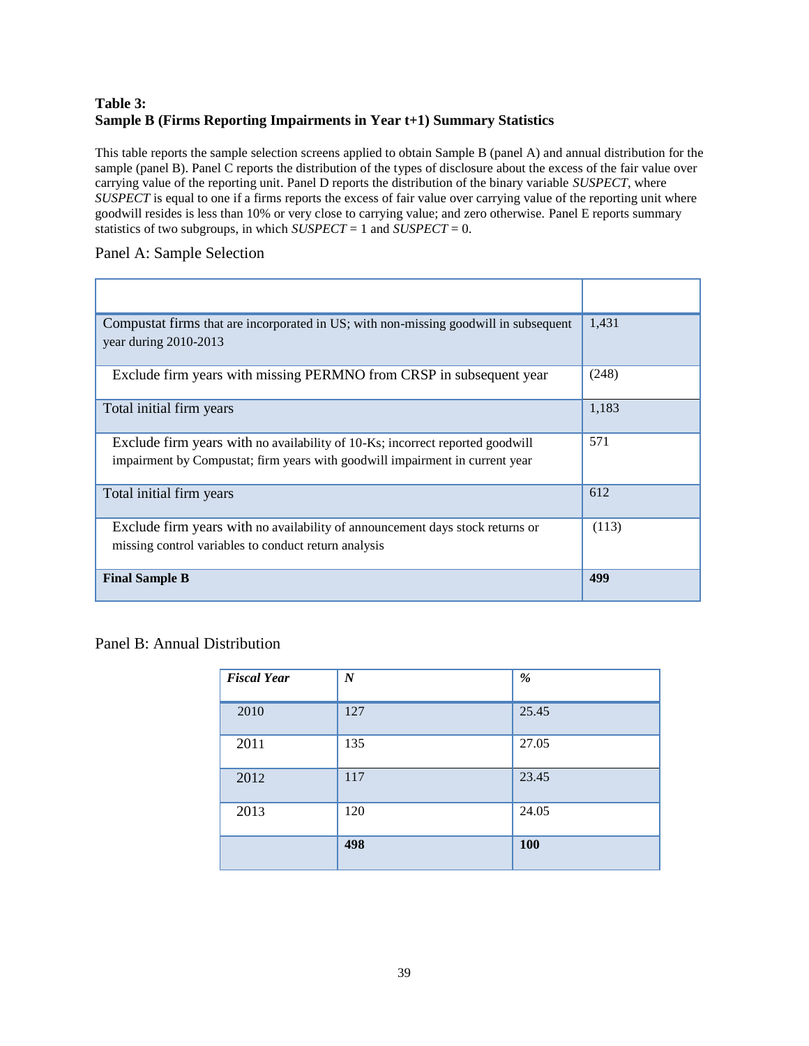**Table 3:**
**Sample B (Firms Reporting Impairments in Year t+1) Summary Statistics**

This table reports the sample selection screens applied to obtain Sample B (panel A) and annual distribution for the sample (panel B). Panel C reports the distribution of the types of disclosure about the excess of the fair value over carrying value of the reporting unit. Panel D reports the distribution of the binary variable *SUSPECT*, where *SUSPECT* is equal to one if a firms reports the excess of fair value over carrying value of the reporting unit where goodwill resides is less than 10% or very close to carrying value; and zero otherwise. Panel E reports summary statistics of two subgroups, in which *SUSPECT* = 1 and *SUSPECT* = 0.

Panel A: Sample Selection

| | |
|---|---|
| Compustat firms that are incorporated in US; with non-missing goodwill in subsequent year during 2010-2013 | 1,431 |
| Exclude firm years with missing PERMNO from CRSP in subsequent year | (248) |
| Total initial firm years | 1,183 |
| Exclude firm years with no availability of 10-Ks; incorrect reported goodwill impairment by Compustat; firm years with goodwill impairment in current year | 571 |
| Total initial firm years | 612 |
| Exclude firm years with no availability of announcement days stock returns or missing control variables to conduct return analysis | (113) |
| **Final Sample B** | **499** |

Panel B: Annual Distribution

| *Fiscal Year* | *N* | *%* |
|---|---|---|
| 2010 | 127 | 25.45 |
| 2011 | 135 | 27.05 |
| 2012 | 117 | 23.45 |
| 2013 | 120 | 24.05 |
| | **498** | **100** |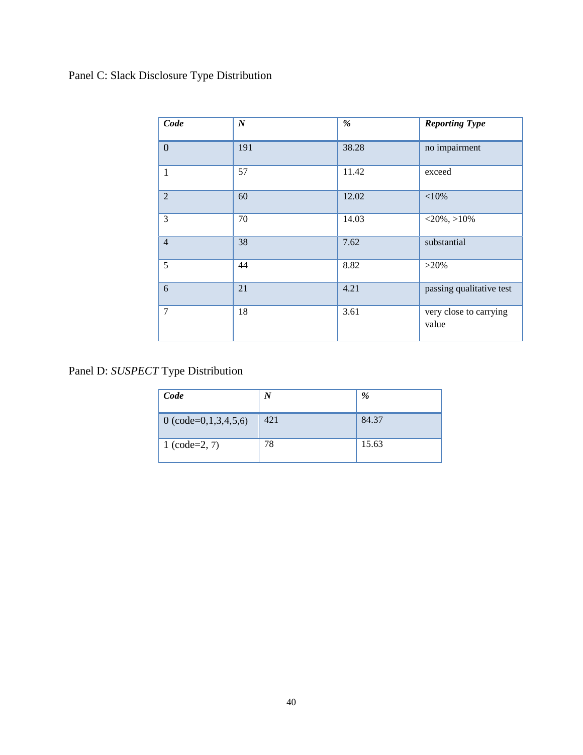Panel C: Slack Disclosure Type Distribution

| ***Code*** | ***N*** | ***%*** | ***Reporting Type*** |
|---|---|---|---|
| 0 | 191 | 38.28 | no impairment |
| 1 | 57 | 11.42 | exceed |
| 2 | 60 | 12.02 | <10% |
| 3 | 70 | 14.03 | <20%, >10% |
| 4 | 38 | 7.62 | substantial |
| 5 | 44 | 8.82 | >20% |
| 6 | 21 | 4.21 | passing qualitative test |
| 7 | 18 | 3.61 | very close to carrying value |

Panel D: *SUSPECT* Type Distribution

| ***Code*** | ***N*** | ***%*** |
|---|---|---|
| 0 (code=0,1,3,4,5,6) | 421 | 84.37 |
| 1 (code=2, 7) | 78 | 15.63 |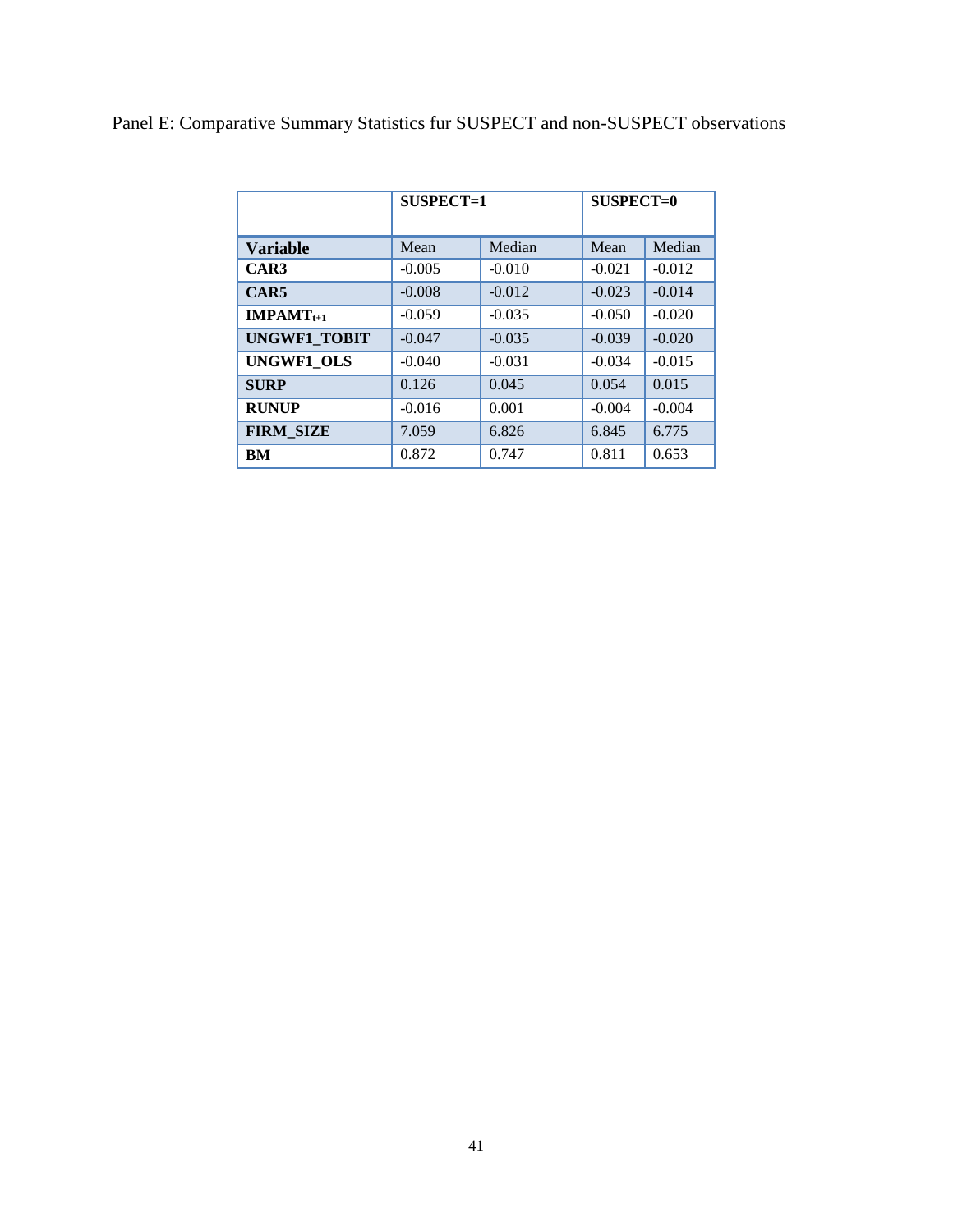Panel E: Comparative Summary Statistics fur SUSPECT and non-SUSPECT observations

| | SUSPECT=1 | | SUSPECT=0 | |
|---|---|---|---|---|
| **Variable** | Mean | Median | Mean | Median |
| **CAR3** | -0.005 | -0.010 | -0.021 | -0.012 |
| **CAR5** | -0.008 | -0.012 | -0.023 | -0.014 |
| **$IMPAMT_{t+1}$** | -0.059 | -0.035 | -0.050 | -0.020 |
| **UNGWF1_TOBIT** | -0.047 | -0.035 | -0.039 | -0.020 |
| **UNGWF1_OLS** | -0.040 | -0.031 | -0.034 | -0.015 |
| **SURP** | 0.126 | 0.045 | 0.054 | 0.015 |
| **RUNUP** | -0.016 | 0.001 | -0.004 | -0.004 |
| **FIRM_SIZE** | 7.059 | 6.826 | 6.845 | 6.775 |
| **BM** | 0.872 | 0.747 | 0.811 | 0.653 |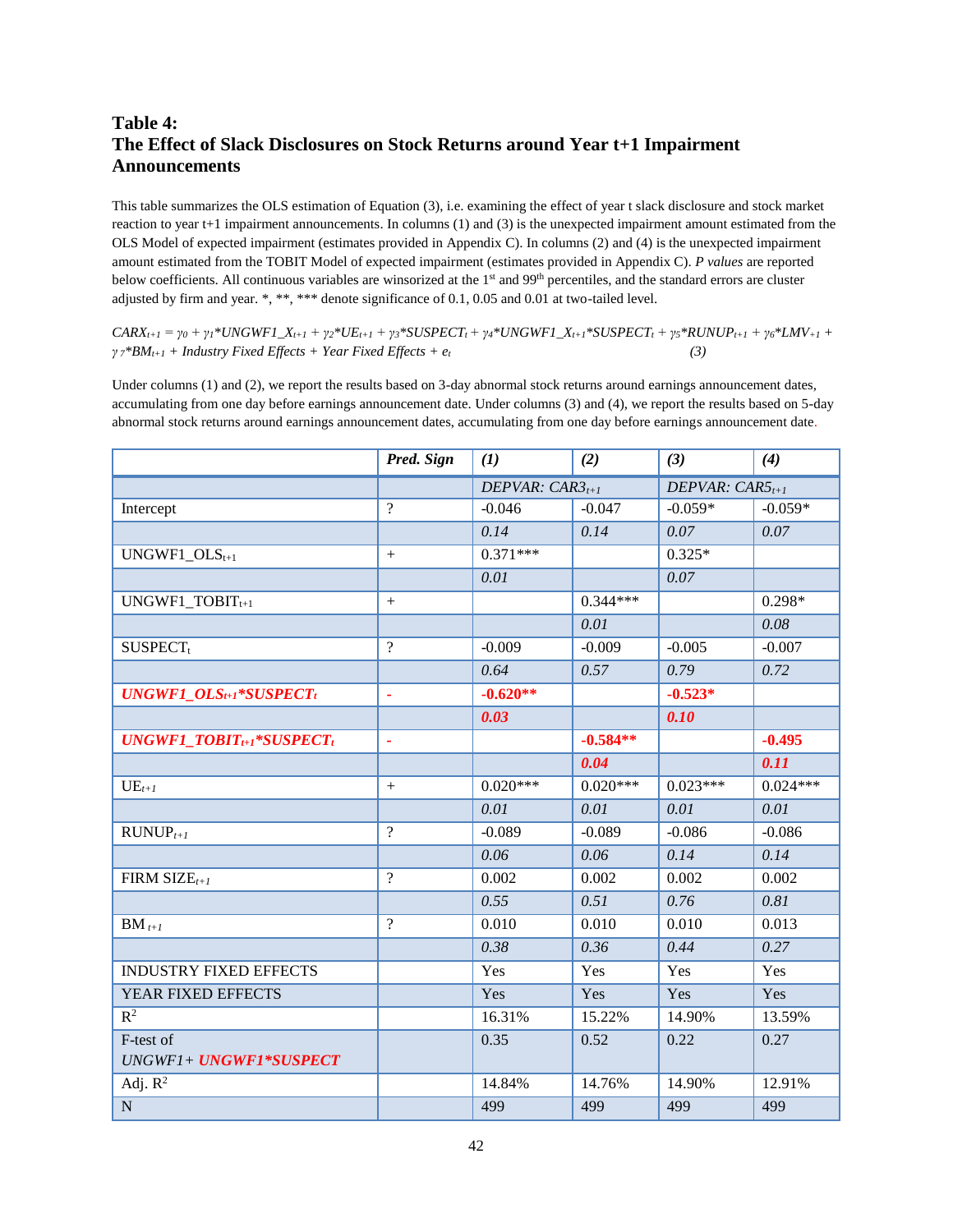### Table 4:
### The Effect of Slack Disclosures on Stock Returns around Year t+1 Impairment Announcements

This table summarizes the OLS estimation of Equation (3), i.e. examining the effect of year t slack disclosure and stock market reaction to year t+1 impairment announcements. In columns (1) and (3) is the unexpected impairment amount estimated from the OLS Model of expected impairment (estimates provided in Appendix C). In columns (2) and (4) is the unexpected impairment amount estimated from the TOBIT Model of expected impairment (estimates provided in Appendix C). *P values* are reported below coefficients. All continuous variables are winsorized at the 1[st] and 99[th] percentiles, and the standard errors are cluster adjusted by firm and year. *, **, *** denote significance of 0.1, 0.05 and 0.01 at two-tailed level.

$$CARX_{t+1} = \gamma_0 + \gamma_1{*}UNGWF1\_X_{t+1} + \gamma_2{*}UE_{t+1} + \gamma_3{*}SUSPECT_t + \gamma_4{*}UNGWF1\_X_{t+1}{*}SUSPECT_t + \gamma_5{*}RUNUP_{t+1} + \gamma_6{*}LMV_{+1} + \gamma_7{*}BM_{t+1} + Industry\ Fixed\ Effects + Year\ Fixed\ Effects + e_t \quad (3)$$

Under columns (1) and (2), we report the results based on 3-day abnormal stock returns around earnings announcement dates, accumulating from one day before earnings announcement date. Under columns (3) and (4), we report the results based on 5-day abnormal stock returns around earnings announcement dates, accumulating from one day before earnings announcement date.

| | *Pred. Sign* | *(1)* | *(2)* | *(3)* | *(4)* |
|---|---|---|---|---|---|
| | | *DEPVAR: $CAR3_{t+1}$* | | *DEPVAR: $CAR5_{t+1}$* | |
| Intercept | ? | -0.046 | -0.047 | -0.059* | -0.059* |
| | | *0.14* | *0.14* | *0.07* | *0.07* |
| $UNGWF1\_OLS_{t+1}$ | + | 0.371*** | | 0.325* | |
| | | *0.01* | | *0.07* | |
| $UNGWF1\_TOBIT_{t+1}$ | + | | 0.344*** | | 0.298* |
| | | | *0.01* | | *0.08* |
| $SUSPECT_t$ | ? | -0.009 | -0.009 | -0.005 | -0.007 |
| | | *0.64* | *0.57* | *0.79* | *0.72* |
| ***$UNGWF1\_OLS_{t+1}{*}SUSPECT_t$*** | **-** | **-0.620\*\*** | | **-0.523\*** | |
| | | ***0.03*** | | ***0.10*** | |
| ***$UNGWF1\_TOBIT_{t+1}{*}SUSPECT_t$*** | **-** | | **-0.584\*\*** | | **-0.495** |
| | | | ***0.04*** | | ***0.11*** |
| $UE_{t+1}$ | + | 0.020*** | 0.020*** | 0.023*** | 0.024*** |
| | | *0.01* | *0.01* | *0.01* | *0.01* |
| $RUNUP_{t+1}$ | ? | -0.089 | -0.089 | -0.086 | -0.086 |
| | | *0.06* | *0.06* | *0.14* | *0.14* |
| FIRM $SIZE_{t+1}$ | ? | 0.002 | 0.002 | 0.002 | 0.002 |
| | | *0.55* | *0.51* | *0.76* | *0.81* |
| $BM_{t+1}$ | ? | 0.010 | 0.010 | 0.010 | 0.013 |
| | | *0.38* | *0.36* | *0.44* | *0.27* |
| INDUSTRY FIXED EFFECTS | | Yes | Yes | Yes | Yes |
| YEAR FIXED EFFECTS | | Yes | Yes | Yes | Yes |
| $R^2$ | | 16.31% | 15.22% | 14.90% | 13.59% |
| F-test of *UNGWF1+ **UNGWF1*SUSPECT*** | | 0.35 | 0.52 | 0.22 | 0.27 |
| Adj. $R^2$ | | 14.84% | 14.76% | 14.90% | 12.91% |
| N | | 499 | 499 | 499 | 499 |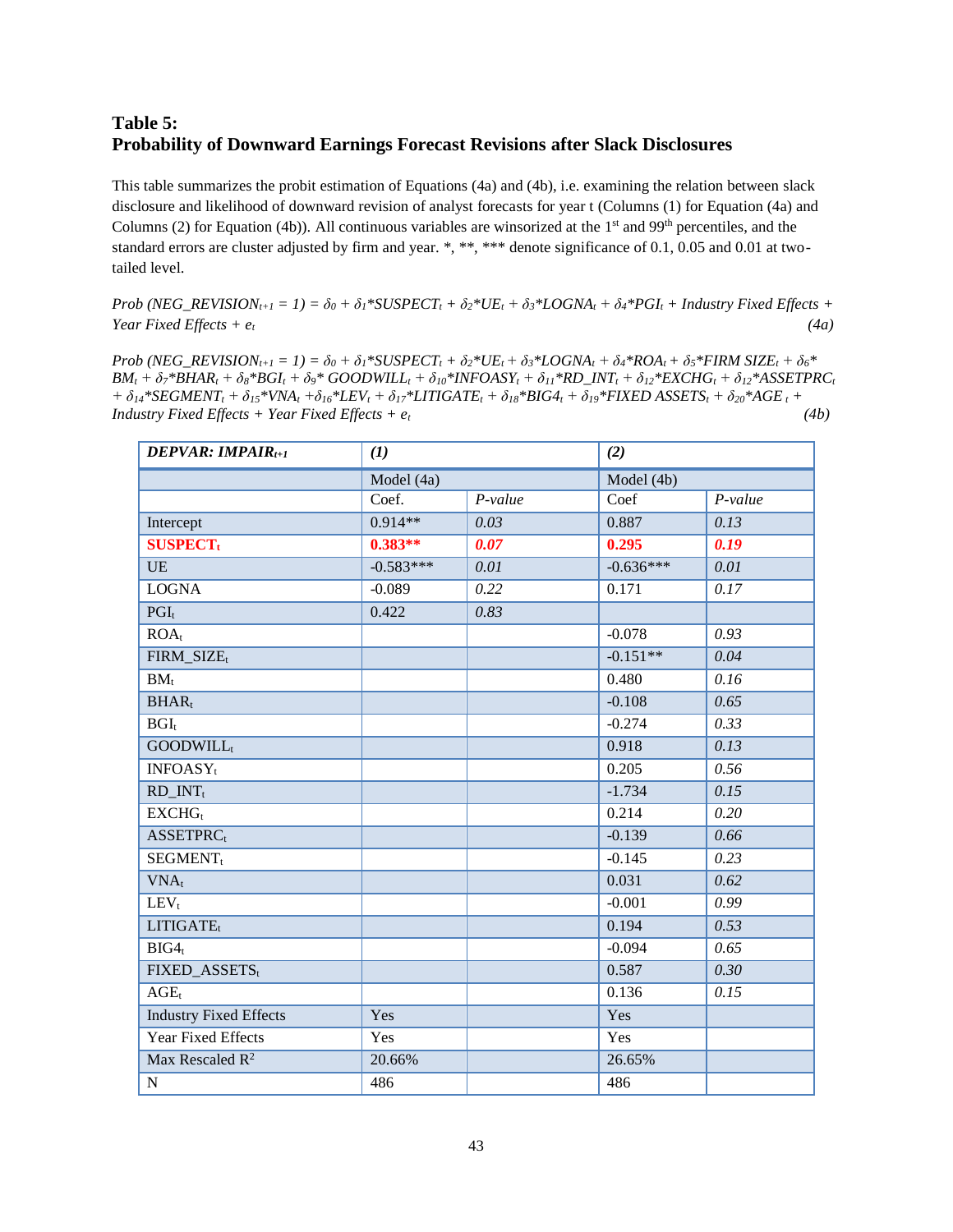### Table 5:
### Probability of Downward Earnings Forecast Revisions after Slack Disclosures

This table summarizes the probit estimation of Equations (4a) and (4b), i.e. examining the relation between slack disclosure and likelihood of downward revision of analyst forecasts for year t (Columns (1) for Equation (4a) and Columns (2) for Equation (4b)). All continuous variables are winsorized at the 1[st] and 99[th] percentiles, and the standard errors are cluster adjusted by firm and year. *, **, *** denote significance of 0.1, 0.05 and 0.01 at two-tailed level.

$$Prob\ (NEG\_REVISION_{t+1} = 1) = \delta_0 + \delta_1 * SUSPECT_t + \delta_2 * UE_t + \delta_3 * LOGNA_t + \delta_4 * PGI_t + \text{Industry Fixed Effects} + \text{Year Fixed Effects} + e_t \quad (4a)$$

$$Prob\ (NEG\_REVISION_{t+1} = 1) = \delta_0 + \delta_1 * SUSPECT_t + \delta_2 * UE_t + \delta_3 * LOGNA_t + \delta_4 * ROA_t + \delta_5 * FIRM\ SIZE_t + \delta_6 * BM_t + \delta_7 * BHAR_t + \delta_8 * BGI_t + \delta_9 * GOODWILL_t + \delta_{10} * INFOASY_t + \delta_{11} * RD\_INT_t + \delta_{12} * EXCHG_t + \delta_{12} * ASSETPRC_t + \delta_{14} * SEGMENT_t + \delta_{15} * VNA_t + \delta_{16} * LEV_t + \delta_{17} * LITIGATE_t + \delta_{18} * BIG4_t + \delta_{19} * FIXED\ ASSETS_t + \delta_{20} * AGE_t + \text{Industry Fixed Effects} + \text{Year Fixed Effects} + e_t \quad (4b)$$

| ***DEPVAR: IMPAIR$_{t+1}$*** | ***(1)*** | | ***(2)*** | |
|---|---|---|---|---|
| | Model (4a) | | Model (4b) | |
| | Coef. | *P-value* | Coef | *P-value* |
| Intercept | 0.914** | *0.03* | 0.887 | *0.13* |
| **SUSPECT$_t$** | **0.383**** | ***0.07*** | **0.295** | ***0.19*** |
| UE | -0.583*** | *0.01* | -0.636*** | *0.01* |
| LOGNA | -0.089 | *0.22* | 0.171 | *0.17* |
| PGI$_t$ | 0.422 | *0.83* | | |
| ROA$_t$ | | | -0.078 | *0.93* |
| FIRM_SIZE$_t$ | | | -0.151** | *0.04* |
| BM$_t$ | | | 0.480 | *0.16* |
| BHAR$_t$ | | | -0.108 | *0.65* |
| BGI$_t$ | | | -0.274 | *0.33* |
| GOODWILL$_t$ | | | 0.918 | *0.13* |
| INFOASY$_t$ | | | 0.205 | *0.56* |
| RD_INT$_t$ | | | -1.734 | *0.15* |
| EXCHG$_t$ | | | 0.214 | *0.20* |
| ASSETPRC$_t$ | | | -0.139 | *0.66* |
| SEGMENT$_t$ | | | -0.145 | *0.23* |
| VNA$_t$ | | | 0.031 | *0.62* |
| LEV$_t$ | | | -0.001 | *0.99* |
| LITIGATE$_t$ | | | 0.194 | *0.53* |
| BIG4$_t$ | | | -0.094 | *0.65* |
| FIXED_ASSETS$_t$ | | | 0.587 | *0.30* |
| AGE$_t$ | | | 0.136 | *0.15* |
| Industry Fixed Effects | Yes | | Yes | |
| Year Fixed Effects | Yes | | Yes | |
| Max Rescaled $R^2$ | 20.66% | | 26.65% | |
| N | 486 | | 486 | |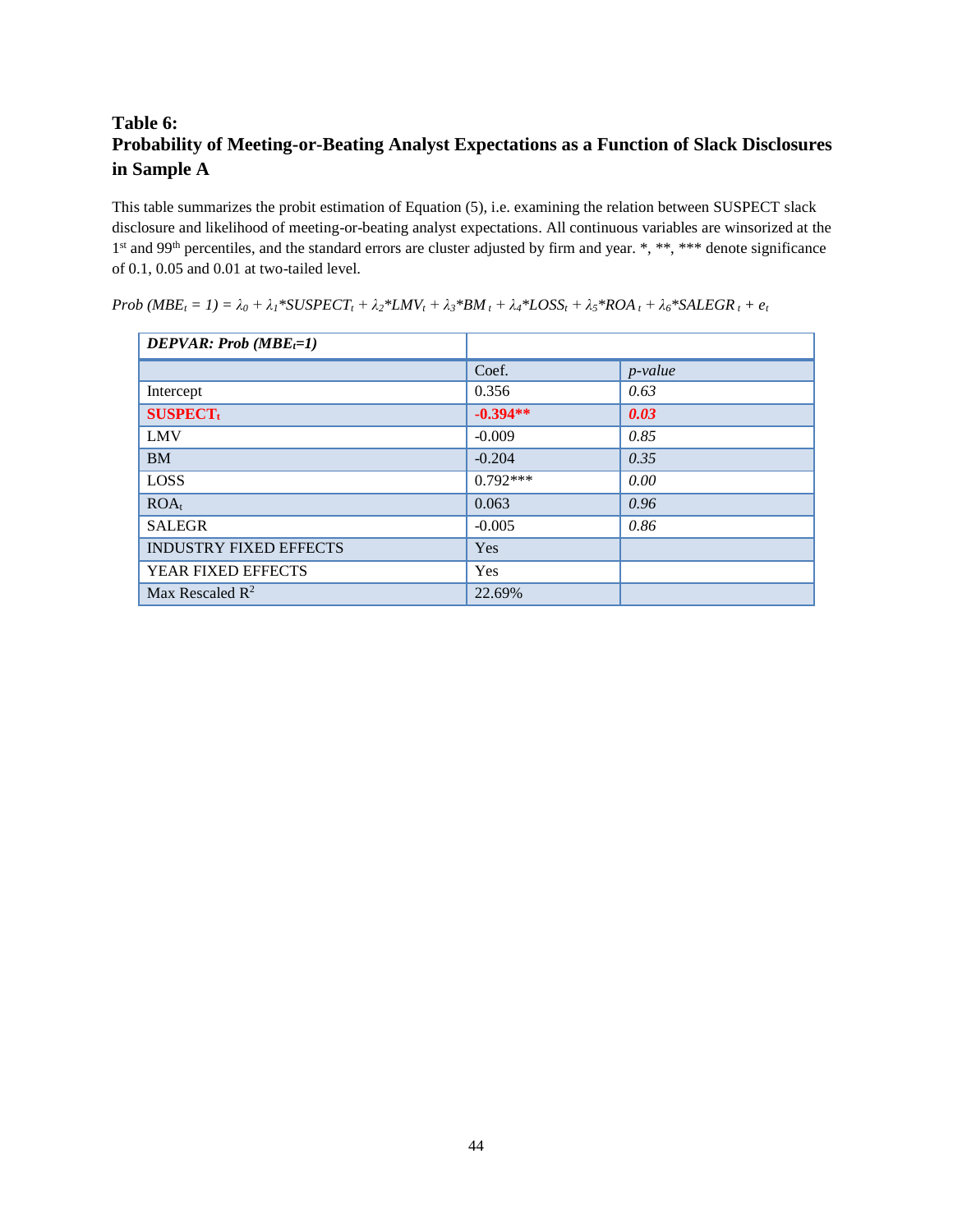### Table 6:
### Probability of Meeting-or-Beating Analyst Expectations as a Function of Slack Disclosures in Sample A

This table summarizes the probit estimation of Equation (5), i.e. examining the relation between SUSPECT slack disclosure and likelihood of meeting-or-beating analyst expectations. All continuous variables are winsorized at the 1st and 99th percentiles, and the standard errors are cluster adjusted by firm and year. *, **, *** denote significance of 0.1, 0.05 and 0.01 at two-tailed level.

$$Prob\ (MBE_t = 1) = \lambda_0 + \lambda_1{*}SUSPECT_t + \lambda_2{*}LMV_t + \lambda_3{*}BM_t + \lambda_4{*}LOSS_t + \lambda_5{*}ROA_t + \lambda_6{*}SALEGR_t + e_t$$

| ***DEPVAR: Prob ($MBE_t$=1)*** | | |
|---|---|---|
| | Coef. | *p-value* |
| Intercept | 0.356 | *0.63* |
| **$SUSPECT_t$** | **-0.394**** | ***0.03*** |
| LMV | -0.009 | *0.85* |
| BM | -0.204 | *0.35* |
| LOSS | 0.792*** | *0.00* |
| $ROA_t$ | 0.063 | *0.96* |
| SALEGR | -0.005 | *0.86* |
| INDUSTRY FIXED EFFECTS | Yes | |
| YEAR FIXED EFFECTS | Yes | |
| Max Rescaled $R^2$ | 22.69% | |